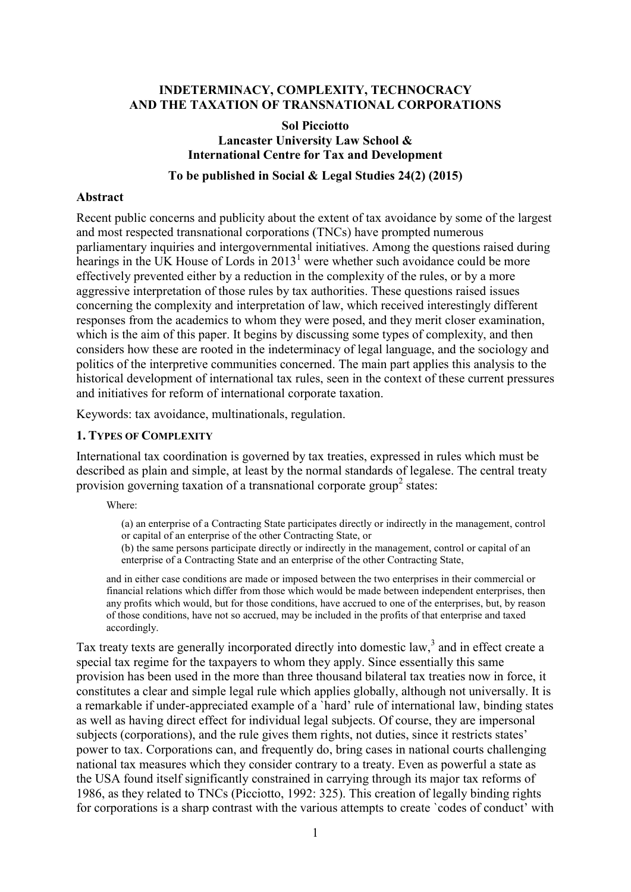# INDETERMINACY, COMPLEXITY, TECHNOCRACY AND THE TAXATION OF TRANSNATIONAL CORPORATIONS

**Sol Picciotto**
**Lancaster University Law School &**
**International Centre for Tax and Development**

**To be published in Social & Legal Studies 24(2) (2015)**

## Abstract

Recent public concerns and publicity about the extent of tax avoidance by some of the largest and most respected transnational corporations (TNCs) have prompted numerous parliamentary inquiries and intergovernmental initiatives. Among the questions raised during hearings in the UK House of Lords in 2013[1] were whether such avoidance could be more effectively prevented either by a reduction in the complexity of the rules, or by a more aggressive interpretation of those rules by tax authorities. These questions raised issues concerning the complexity and interpretation of law, which received interestingly different responses from the academics to whom they were posed, and they merit closer examination, which is the aim of this paper. It begins by discussing some types of complexity, and then considers how these are rooted in the indeterminacy of legal language, and the sociology and politics of the interpretive communities concerned. The main part applies this analysis to the historical development of international tax rules, seen in the context of these current pressures and initiatives for reform of international corporate taxation.

Keywords: tax avoidance, multinationals, regulation.

## 1. Types of Complexity

International tax coordination is governed by tax treaties, expressed in rules which must be described as plain and simple, at least by the normal standards of legalese. The central treaty provision governing taxation of a transnational corporate group[2] states:

> Where:
>
> (a) an enterprise of a Contracting State participates directly or indirectly in the management, control or capital of an enterprise of the other Contracting State, or
> (b) the same persons participate directly or indirectly in the management, control or capital of an enterprise of a Contracting State and an enterprise of the other Contracting State,
>
> and in either case conditions are made or imposed between the two enterprises in their commercial or financial relations which differ from those which would be made between independent enterprises, then any profits which would, but for those conditions, have accrued to one of the enterprises, but, by reason of those conditions, have not so accrued, may be included in the profits of that enterprise and taxed accordingly.

Tax treaty texts are generally incorporated directly into domestic law,[3] and in effect create a special tax regime for the taxpayers to whom they apply. Since essentially this same provision has been used in the more than three thousand bilateral tax treaties now in force, it constitutes a clear and simple legal rule which applies globally, although not universally. It is a remarkable if under-appreciated example of a `hard' rule of international law, binding states as well as having direct effect for individual legal subjects. Of course, they are impersonal subjects (corporations), and the rule gives them rights, not duties, since it restricts states' power to tax. Corporations can, and frequently do, bring cases in national courts challenging national tax measures which they consider contrary to a treaty. Even as powerful a state as the USA found itself significantly constrained in carrying through its major tax reforms of 1986, as they related to TNCs (Picciotto, 1992: 325). This creation of legally binding rights for corporations is a sharp contrast with the various attempts to create `codes of conduct' with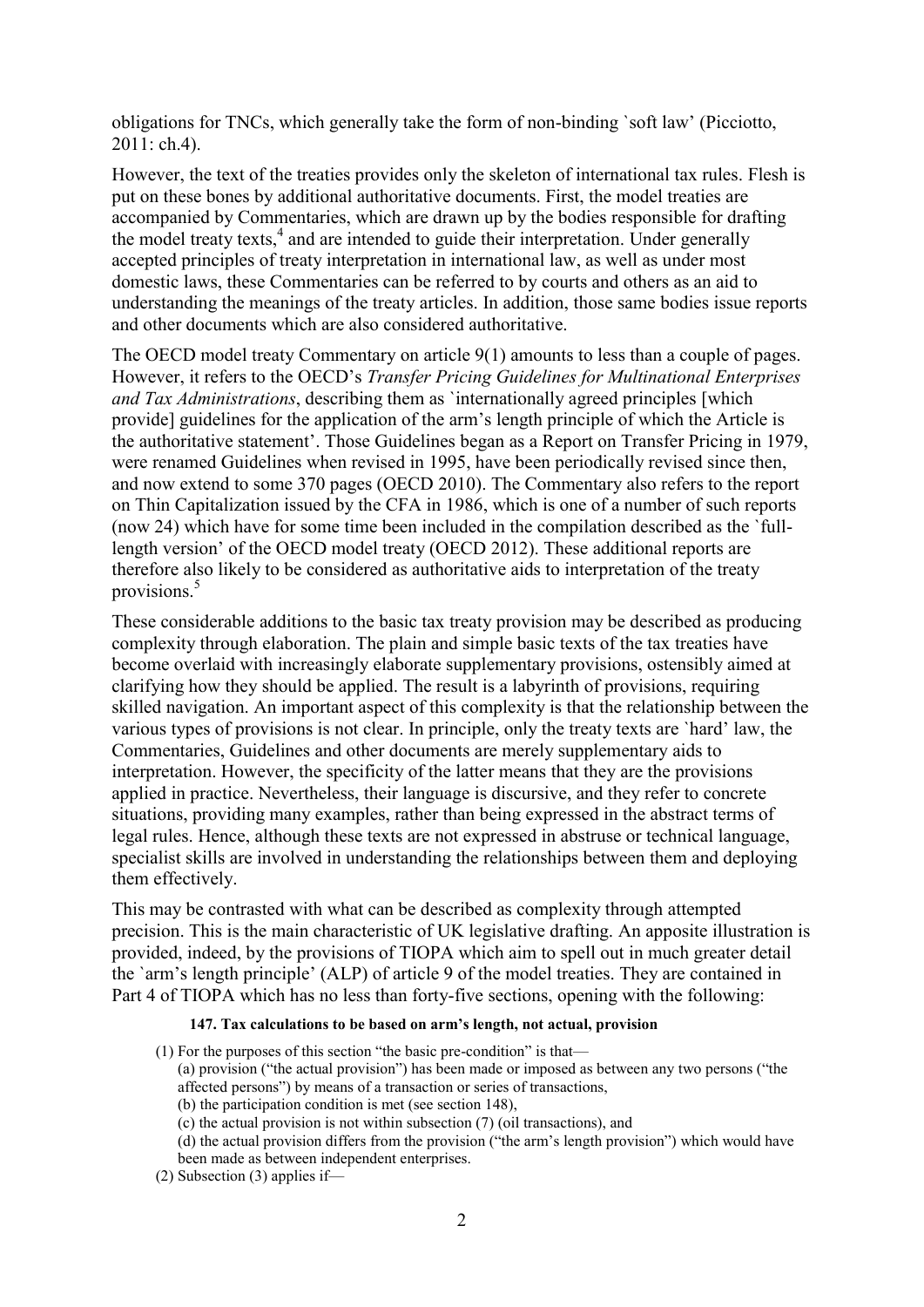obligations for TNCs, which generally take the form of non-binding `soft law' (Picciotto, 2011: ch.4).

However, the text of the treaties provides only the skeleton of international tax rules. Flesh is put on these bones by additional authoritative documents. First, the model treaties are accompanied by Commentaries, which are drawn up by the bodies responsible for drafting the model treaty texts,[4] and are intended to guide their interpretation. Under generally accepted principles of treaty interpretation in international law, as well as under most domestic laws, these Commentaries can be referred to by courts and others as an aid to understanding the meanings of the treaty articles. In addition, those same bodies issue reports and other documents which are also considered authoritative.

The OECD model treaty Commentary on article 9(1) amounts to less than a couple of pages. However, it refers to the OECD's *Transfer Pricing Guidelines for Multinational Enterprises and Tax Administrations*, describing them as `internationally agreed principles [which provide] guidelines for the application of the arm's length principle of which the Article is the authoritative statement'. Those Guidelines began as a Report on Transfer Pricing in 1979, were renamed Guidelines when revised in 1995, have been periodically revised since then, and now extend to some 370 pages (OECD 2010). The Commentary also refers to the report on Thin Capitalization issued by the CFA in 1986, which is one of a number of such reports (now 24) which have for some time been included in the compilation described as the `full-length version' of the OECD model treaty (OECD 2012). These additional reports are therefore also likely to be considered as authoritative aids to interpretation of the treaty provisions.[5]

These considerable additions to the basic tax treaty provision may be described as producing complexity through elaboration. The plain and simple basic texts of the tax treaties have become overlaid with increasingly elaborate supplementary provisions, ostensibly aimed at clarifying how they should be applied. The result is a labyrinth of provisions, requiring skilled navigation. An important aspect of this complexity is that the relationship between the various types of provisions is not clear. In principle, only the treaty texts are `hard' law, the Commentaries, Guidelines and other documents are merely supplementary aids to interpretation. However, the specificity of the latter means that they are the provisions applied in practice. Nevertheless, their language is discursive, and they refer to concrete situations, providing many examples, rather than being expressed in the abstract terms of legal rules. Hence, although these texts are not expressed in abstruse or technical language, specialist skills are involved in understanding the relationships between them and deploying them effectively.

This may be contrasted with what can be described as complexity through attempted precision. This is the main characteristic of UK legislative drafting. An apposite illustration is provided, indeed, by the provisions of TIOPA which aim to spell out in much greater detail the `arm's length principle' (ALP) of article 9 of the model treaties. They are contained in Part 4 of TIOPA which has no less than forty-five sections, opening with the following:

> **147. Tax calculations to be based on arm's length, not actual, provision**
>
> (1) For the purposes of this section "the basic pre-condition" is that—
> (a) provision ("the actual provision") has been made or imposed as between any two persons ("the affected persons") by means of a transaction or series of transactions,
> (b) the participation condition is met (see section 148),
> (c) the actual provision is not within subsection (7) (oil transactions), and
> (d) the actual provision differs from the provision ("the arm's length provision") which would have been made as between independent enterprises.
>
> (2) Subsection (3) applies if—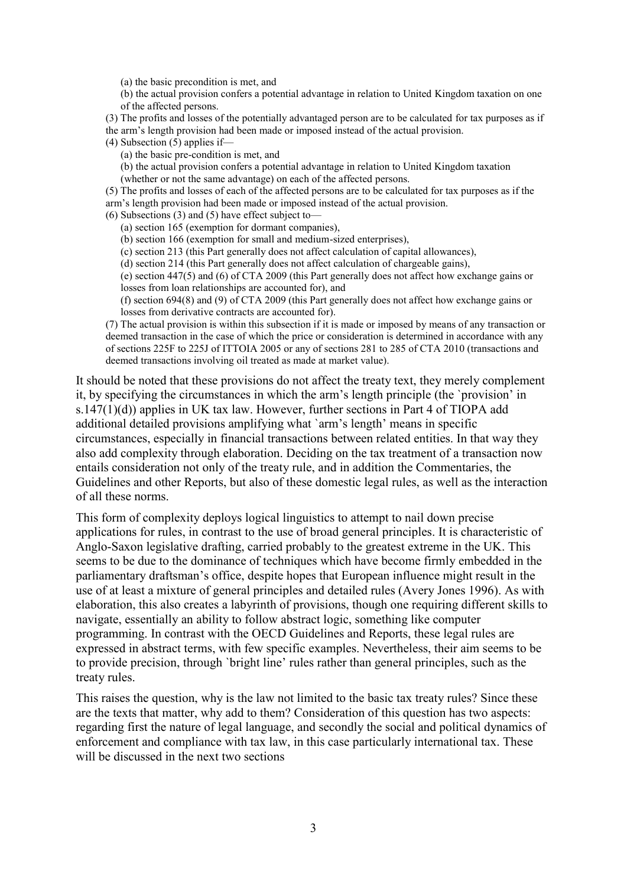(a) the basic precondition is met, and

(b) the actual provision confers a potential advantage in relation to United Kingdom taxation on one of the affected persons.

(3) The profits and losses of the potentially advantaged person are to be calculated for tax purposes as if the arm's length provision had been made or imposed instead of the actual provision.

(4) Subsection (5) applies if—

(a) the basic pre-condition is met, and

(b) the actual provision confers a potential advantage in relation to United Kingdom taxation (whether or not the same advantage) on each of the affected persons.

(5) The profits and losses of each of the affected persons are to be calculated for tax purposes as if the arm's length provision had been made or imposed instead of the actual provision.

(6) Subsections (3) and (5) have effect subject to—

(a) section 165 (exemption for dormant companies),

(b) section 166 (exemption for small and medium-sized enterprises),

(c) section 213 (this Part generally does not affect calculation of capital allowances),

(d) section 214 (this Part generally does not affect calculation of chargeable gains),

(e) section 447(5) and (6) of CTA 2009 (this Part generally does not affect how exchange gains or losses from loan relationships are accounted for), and

(f) section 694(8) and (9) of CTA 2009 (this Part generally does not affect how exchange gains or losses from derivative contracts are accounted for).

(7) The actual provision is within this subsection if it is made or imposed by means of any transaction or deemed transaction in the case of which the price or consideration is determined in accordance with any of sections 225F to 225J of ITTOIA 2005 or any of sections 281 to 285 of CTA 2010 (transactions and deemed transactions involving oil treated as made at market value).

It should be noted that these provisions do not affect the treaty text, they merely complement it, by specifying the circumstances in which the arm's length principle (the `provision' in s.147(1)(d)) applies in UK tax law. However, further sections in Part 4 of TIOPA add additional detailed provisions amplifying what `arm's length' means in specific circumstances, especially in financial transactions between related entities. In that way they also add complexity through elaboration. Deciding on the tax treatment of a transaction now entails consideration not only of the treaty rule, and in addition the Commentaries, the Guidelines and other Reports, but also of these domestic legal rules, as well as the interaction of all these norms.

This form of complexity deploys logical linguistics to attempt to nail down precise applications for rules, in contrast to the use of broad general principles. It is characteristic of Anglo-Saxon legislative drafting, carried probably to the greatest extreme in the UK. This seems to be due to the dominance of techniques which have become firmly embedded in the parliamentary draftsman's office, despite hopes that European influence might result in the use of at least a mixture of general principles and detailed rules (Avery Jones 1996). As with elaboration, this also creates a labyrinth of provisions, though one requiring different skills to navigate, essentially an ability to follow abstract logic, something like computer programming. In contrast with the OECD Guidelines and Reports, these legal rules are expressed in abstract terms, with few specific examples. Nevertheless, their aim seems to be to provide precision, through `bright line' rules rather than general principles, such as the treaty rules.

This raises the question, why is the law not limited to the basic tax treaty rules? Since these are the texts that matter, why add to them? Consideration of this question has two aspects: regarding first the nature of legal language, and secondly the social and political dynamics of enforcement and compliance with tax law, in this case particularly international tax. These will be discussed in the next two sections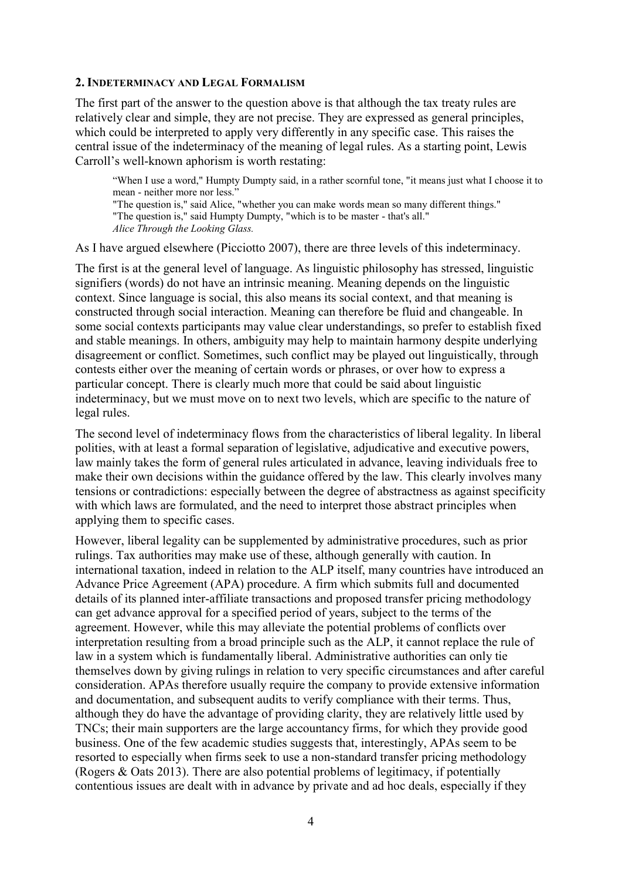## 2. Indeterminacy and Legal Formalism

The first part of the answer to the question above is that although the tax treaty rules are relatively clear and simple, they are not precise. They are expressed as general principles, which could be interpreted to apply very differently in any specific case. This raises the central issue of the indeterminacy of the meaning of legal rules. As a starting point, Lewis Carroll's well-known aphorism is worth restating:

> "When I use a word," Humpty Dumpty said, in a rather scornful tone, "it means just what I choose it to mean - neither more nor less."
> "The question is," said Alice, "whether you can make words mean so many different things."
> "The question is," said Humpty Dumpty, "which is to be master - that's all."
> *Alice Through the Looking Glass.*

As I have argued elsewhere (Picciotto 2007), there are three levels of this indeterminacy.

The first is at the general level of language. As linguistic philosophy has stressed, linguistic signifiers (words) do not have an intrinsic meaning. Meaning depends on the linguistic context. Since language is social, this also means its social context, and that meaning is constructed through social interaction. Meaning can therefore be fluid and changeable. In some social contexts participants may value clear understandings, so prefer to establish fixed and stable meanings. In others, ambiguity may help to maintain harmony despite underlying disagreement or conflict. Sometimes, such conflict may be played out linguistically, through contests either over the meaning of certain words or phrases, or over how to express a particular concept. There is clearly much more that could be said about linguistic indeterminacy, but we must move on to next two levels, which are specific to the nature of legal rules.

The second level of indeterminacy flows from the characteristics of liberal legality. In liberal polities, with at least a formal separation of legislative, adjudicative and executive powers, law mainly takes the form of general rules articulated in advance, leaving individuals free to make their own decisions within the guidance offered by the law. This clearly involves many tensions or contradictions: especially between the degree of abstractness as against specificity with which laws are formulated, and the need to interpret those abstract principles when applying them to specific cases.

However, liberal legality can be supplemented by administrative procedures, such as prior rulings. Tax authorities may make use of these, although generally with caution. In international taxation, indeed in relation to the ALP itself, many countries have introduced an Advance Price Agreement (APA) procedure. A firm which submits full and documented details of its planned inter-affiliate transactions and proposed transfer pricing methodology can get advance approval for a specified period of years, subject to the terms of the agreement. However, while this may alleviate the potential problems of conflicts over interpretation resulting from a broad principle such as the ALP, it cannot replace the rule of law in a system which is fundamentally liberal. Administrative authorities can only tie themselves down by giving rulings in relation to very specific circumstances and after careful consideration. APAs therefore usually require the company to provide extensive information and documentation, and subsequent audits to verify compliance with their terms. Thus, although they do have the advantage of providing clarity, they are relatively little used by TNCs; their main supporters are the large accountancy firms, for which they provide good business. One of the few academic studies suggests that, interestingly, APAs seem to be resorted to especially when firms seek to use a non-standard transfer pricing methodology (Rogers & Oats 2013). There are also potential problems of legitimacy, if potentially contentious issues are dealt with in advance by private and ad hoc deals, especially if they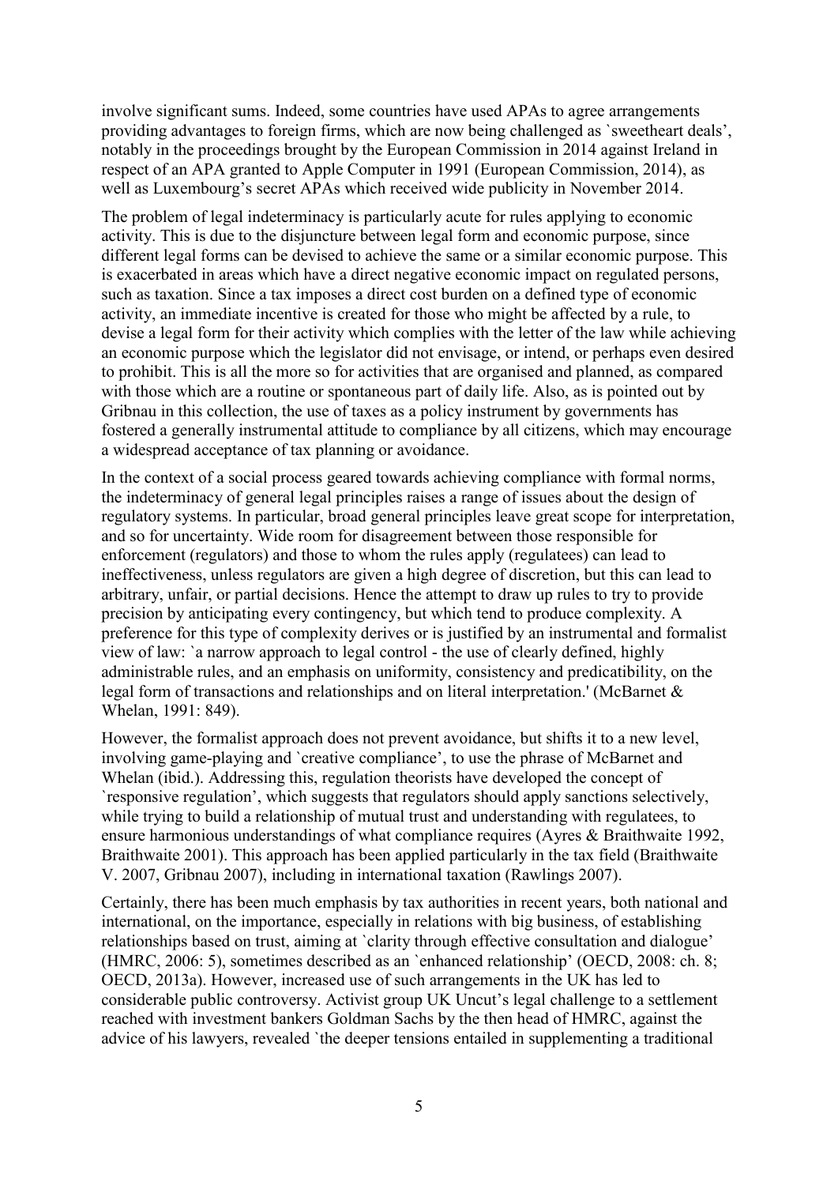involve significant sums. Indeed, some countries have used APAs to agree arrangements providing advantages to foreign firms, which are now being challenged as `sweetheart deals', notably in the proceedings brought by the European Commission in 2014 against Ireland in respect of an APA granted to Apple Computer in 1991 (European Commission, 2014), as well as Luxembourg's secret APAs which received wide publicity in November 2014.

The problem of legal indeterminacy is particularly acute for rules applying to economic activity. This is due to the disjuncture between legal form and economic purpose, since different legal forms can be devised to achieve the same or a similar economic purpose. This is exacerbated in areas which have a direct negative economic impact on regulated persons, such as taxation. Since a tax imposes a direct cost burden on a defined type of economic activity, an immediate incentive is created for those who might be affected by a rule, to devise a legal form for their activity which complies with the letter of the law while achieving an economic purpose which the legislator did not envisage, or intend, or perhaps even desired to prohibit. This is all the more so for activities that are organised and planned, as compared with those which are a routine or spontaneous part of daily life. Also, as is pointed out by Gribnau in this collection, the use of taxes as a policy instrument by governments has fostered a generally instrumental attitude to compliance by all citizens, which may encourage a widespread acceptance of tax planning or avoidance.

In the context of a social process geared towards achieving compliance with formal norms, the indeterminacy of general legal principles raises a range of issues about the design of regulatory systems. In particular, broad general principles leave great scope for interpretation, and so for uncertainty. Wide room for disagreement between those responsible for enforcement (regulators) and those to whom the rules apply (regulatees) can lead to ineffectiveness, unless regulators are given a high degree of discretion, but this can lead to arbitrary, unfair, or partial decisions. Hence the attempt to draw up rules to try to provide precision by anticipating every contingency, but which tend to produce complexity. A preference for this type of complexity derives or is justified by an instrumental and formalist view of law: `a narrow approach to legal control - the use of clearly defined, highly administrable rules, and an emphasis on uniformity, consistency and predicatibility, on the legal form of transactions and relationships and on literal interpretation.' (McBarnet & Whelan, 1991: 849).

However, the formalist approach does not prevent avoidance, but shifts it to a new level, involving game-playing and `creative compliance', to use the phrase of McBarnet and Whelan (ibid.). Addressing this, regulation theorists have developed the concept of `responsive regulation', which suggests that regulators should apply sanctions selectively, while trying to build a relationship of mutual trust and understanding with regulatees, to ensure harmonious understandings of what compliance requires (Ayres & Braithwaite 1992, Braithwaite 2001). This approach has been applied particularly in the tax field (Braithwaite V. 2007, Gribnau 2007), including in international taxation (Rawlings 2007).

Certainly, there has been much emphasis by tax authorities in recent years, both national and international, on the importance, especially in relations with big business, of establishing relationships based on trust, aiming at `clarity through effective consultation and dialogue' (HMRC, 2006: 5), sometimes described as an `enhanced relationship' (OECD, 2008: ch. 8; OECD, 2013a). However, increased use of such arrangements in the UK has led to considerable public controversy. Activist group UK Uncut's legal challenge to a settlement reached with investment bankers Goldman Sachs by the then head of HMRC, against the advice of his lawyers, revealed `the deeper tensions entailed in supplementing a traditional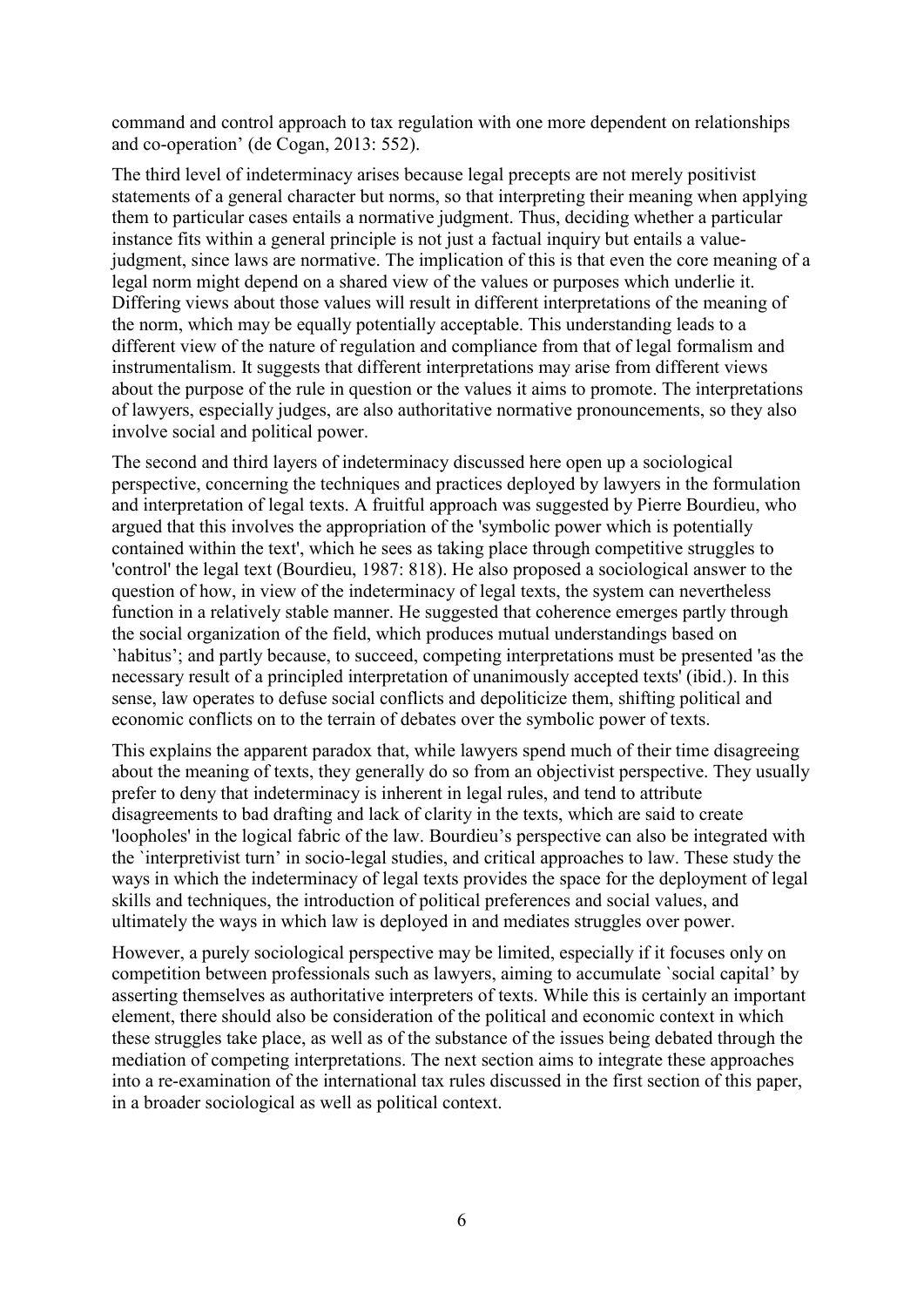command and control approach to tax regulation with one more dependent on relationships and co-operation' (de Cogan, 2013: 552).

The third level of indeterminacy arises because legal precepts are not merely positivist statements of a general character but norms, so that interpreting their meaning when applying them to particular cases entails a normative judgment. Thus, deciding whether a particular instance fits within a general principle is not just a factual inquiry but entails a value-judgment, since laws are normative. The implication of this is that even the core meaning of a legal norm might depend on a shared view of the values or purposes which underlie it. Differing views about those values will result in different interpretations of the meaning of the norm, which may be equally potentially acceptable. This understanding leads to a different view of the nature of regulation and compliance from that of legal formalism and instrumentalism. It suggests that different interpretations may arise from different views about the purpose of the rule in question or the values it aims to promote. The interpretations of lawyers, especially judges, are also authoritative normative pronouncements, so they also involve social and political power.

The second and third layers of indeterminacy discussed here open up a sociological perspective, concerning the techniques and practices deployed by lawyers in the formulation and interpretation of legal texts. A fruitful approach was suggested by Pierre Bourdieu, who argued that this involves the appropriation of the 'symbolic power which is potentially contained within the text', which he sees as taking place through competitive struggles to 'control' the legal text (Bourdieu, 1987: 818). He also proposed a sociological answer to the question of how, in view of the indeterminacy of legal texts, the system can nevertheless function in a relatively stable manner. He suggested that coherence emerges partly through the social organization of the field, which produces mutual understandings based on `habitus'; and partly because, to succeed, competing interpretations must be presented 'as the necessary result of a principled interpretation of unanimously accepted texts' (ibid.). In this sense, law operates to defuse social conflicts and depoliticize them, shifting political and economic conflicts on to the terrain of debates over the symbolic power of texts.

This explains the apparent paradox that, while lawyers spend much of their time disagreeing about the meaning of texts, they generally do so from an objectivist perspective. They usually prefer to deny that indeterminacy is inherent in legal rules, and tend to attribute disagreements to bad drafting and lack of clarity in the texts, which are said to create 'loopholes' in the logical fabric of the law. Bourdieu's perspective can also be integrated with the `interpretivist turn' in socio-legal studies, and critical approaches to law. These study the ways in which the indeterminacy of legal texts provides the space for the deployment of legal skills and techniques, the introduction of political preferences and social values, and ultimately the ways in which law is deployed in and mediates struggles over power.

However, a purely sociological perspective may be limited, especially if it focuses only on competition between professionals such as lawyers, aiming to accumulate `social capital' by asserting themselves as authoritative interpreters of texts. While this is certainly an important element, there should also be consideration of the political and economic context in which these struggles take place, as well as of the substance of the issues being debated through the mediation of competing interpretations. The next section aims to integrate these approaches into a re-examination of the international tax rules discussed in the first section of this paper, in a broader sociological as well as political context.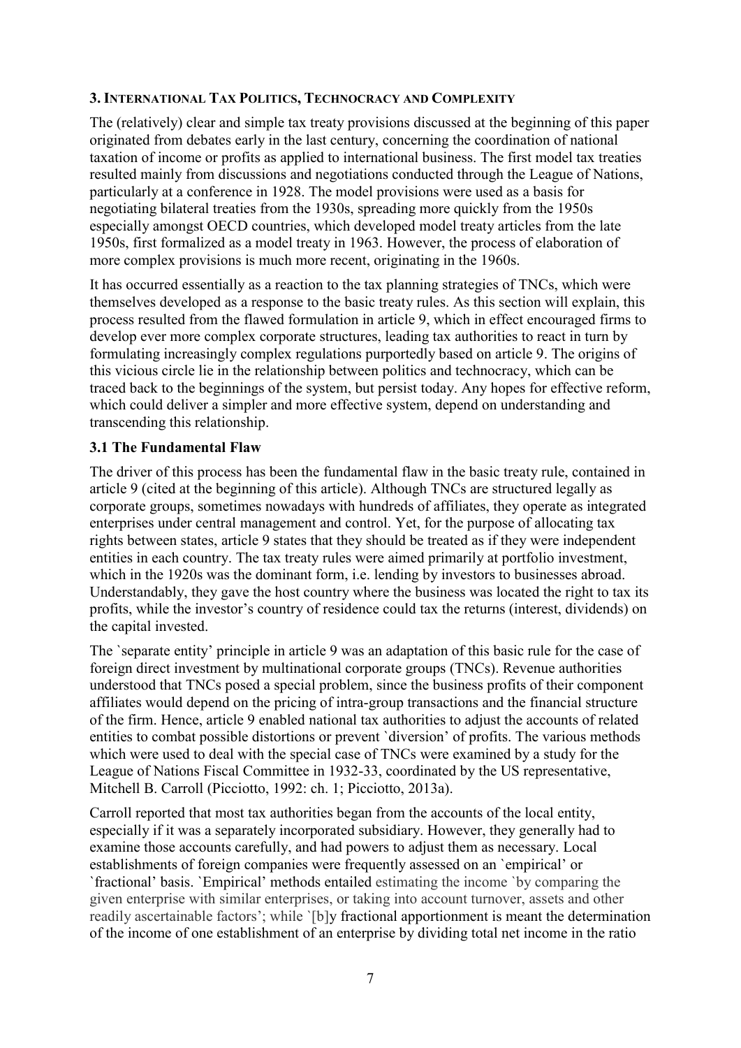### 3. International Tax Politics, Technocracy and Complexity

The (relatively) clear and simple tax treaty provisions discussed at the beginning of this paper originated from debates early in the last century, concerning the coordination of national taxation of income or profits as applied to international business. The first model tax treaties resulted mainly from discussions and negotiations conducted through the League of Nations, particularly at a conference in 1928. The model provisions were used as a basis for negotiating bilateral treaties from the 1930s, spreading more quickly from the 1950s especially amongst OECD countries, which developed model treaty articles from the late 1950s, first formalized as a model treaty in 1963. However, the process of elaboration of more complex provisions is much more recent, originating in the 1960s.

It has occurred essentially as a reaction to the tax planning strategies of TNCs, which were themselves developed as a response to the basic treaty rules. As this section will explain, this process resulted from the flawed formulation in article 9, which in effect encouraged firms to develop ever more complex corporate structures, leading tax authorities to react in turn by formulating increasingly complex regulations purportedly based on article 9. The origins of this vicious circle lie in the relationship between politics and technocracy, which can be traced back to the beginnings of the system, but persist today. Any hopes for effective reform, which could deliver a simpler and more effective system, depend on understanding and transcending this relationship.

### 3.1 The Fundamental Flaw

The driver of this process has been the fundamental flaw in the basic treaty rule, contained in article 9 (cited at the beginning of this article). Although TNCs are structured legally as corporate groups, sometimes nowadays with hundreds of affiliates, they operate as integrated enterprises under central management and control. Yet, for the purpose of allocating tax rights between states, article 9 states that they should be treated as if they were independent entities in each country. The tax treaty rules were aimed primarily at portfolio investment, which in the 1920s was the dominant form, i.e. lending by investors to businesses abroad. Understandably, they gave the host country where the business was located the right to tax its profits, while the investor's country of residence could tax the returns (interest, dividends) on the capital invested.

The `separate entity' principle in article 9 was an adaptation of this basic rule for the case of foreign direct investment by multinational corporate groups (TNCs). Revenue authorities understood that TNCs posed a special problem, since the business profits of their component affiliates would depend on the pricing of intra-group transactions and the financial structure of the firm. Hence, article 9 enabled national tax authorities to adjust the accounts of related entities to combat possible distortions or prevent `diversion' of profits. The various methods which were used to deal with the special case of TNCs were examined by a study for the League of Nations Fiscal Committee in 1932-33, coordinated by the US representative, Mitchell B. Carroll (Picciotto, 1992: ch. 1; Picciotto, 2013a).

Carroll reported that most tax authorities began from the accounts of the local entity, especially if it was a separately incorporated subsidiary. However, they generally had to examine those accounts carefully, and had powers to adjust them as necessary. Local establishments of foreign companies were frequently assessed on an `empirical' or `fractional' basis. `Empirical' methods entailed estimating the income `by comparing the given enterprise with similar enterprises, or taking into account turnover, assets and other readily ascertainable factors'; while `[b]y fractional apportionment is meant the determination of the income of one establishment of an enterprise by dividing total net income in the ratio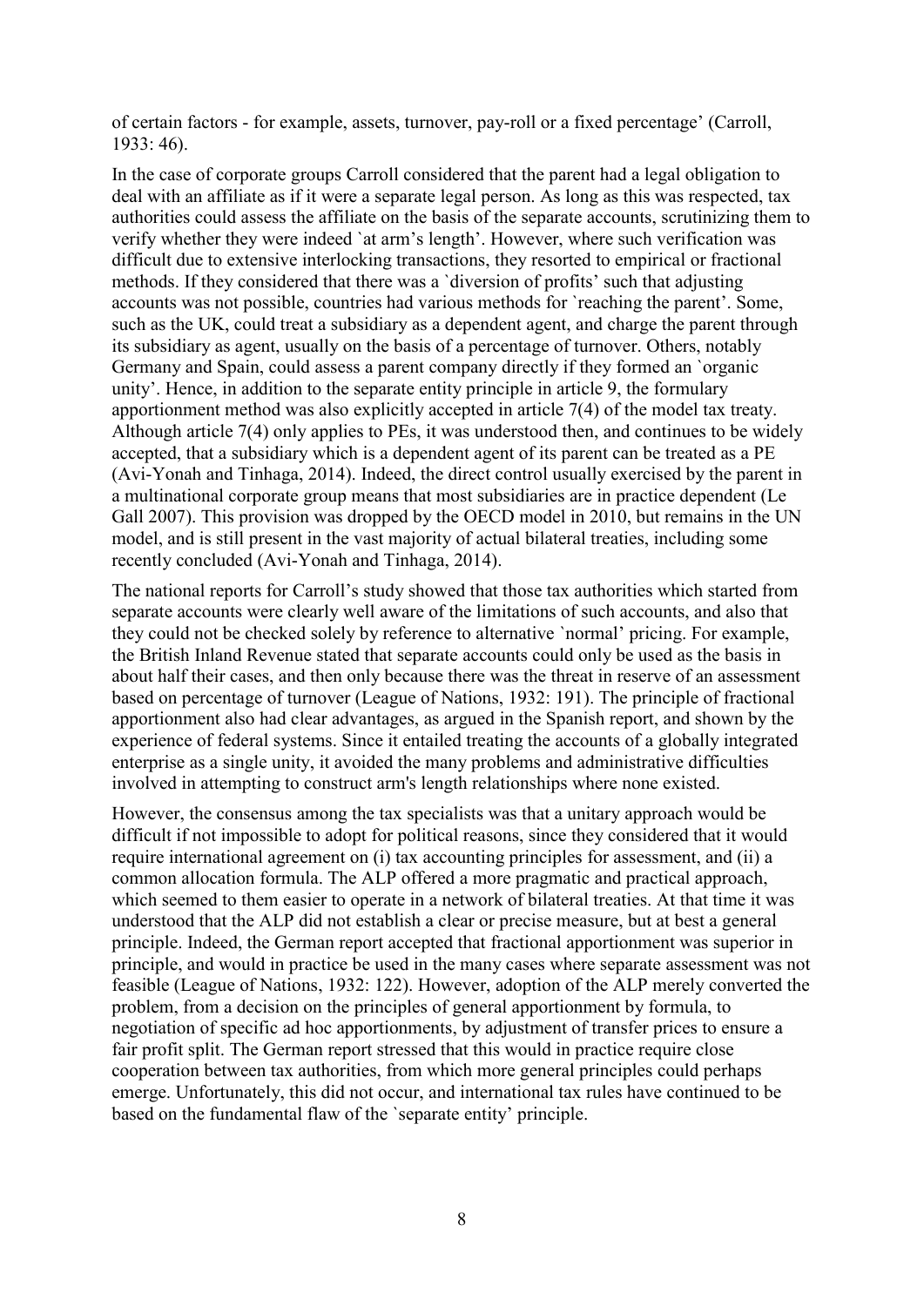of certain factors - for example, assets, turnover, pay-roll or a fixed percentage' (Carroll, 1933: 46).

In the case of corporate groups Carroll considered that the parent had a legal obligation to deal with an affiliate as if it were a separate legal person. As long as this was respected, tax authorities could assess the affiliate on the basis of the separate accounts, scrutinizing them to verify whether they were indeed `at arm's length'. However, where such verification was difficult due to extensive interlocking transactions, they resorted to empirical or fractional methods. If they considered that there was a `diversion of profits' such that adjusting accounts was not possible, countries had various methods for `reaching the parent'. Some, such as the UK, could treat a subsidiary as a dependent agent, and charge the parent through its subsidiary as agent, usually on the basis of a percentage of turnover. Others, notably Germany and Spain, could assess a parent company directly if they formed an `organic unity'. Hence, in addition to the separate entity principle in article 9, the formulary apportionment method was also explicitly accepted in article 7(4) of the model tax treaty. Although article 7(4) only applies to PEs, it was understood then, and continues to be widely accepted, that a subsidiary which is a dependent agent of its parent can be treated as a PE (Avi-Yonah and Tinhaga, 2014). Indeed, the direct control usually exercised by the parent in a multinational corporate group means that most subsidiaries are in practice dependent (Le Gall 2007). This provision was dropped by the OECD model in 2010, but remains in the UN model, and is still present in the vast majority of actual bilateral treaties, including some recently concluded (Avi-Yonah and Tinhaga, 2014).

The national reports for Carroll's study showed that those tax authorities which started from separate accounts were clearly well aware of the limitations of such accounts, and also that they could not be checked solely by reference to alternative `normal' pricing. For example, the British Inland Revenue stated that separate accounts could only be used as the basis in about half their cases, and then only because there was the threat in reserve of an assessment based on percentage of turnover (League of Nations, 1932: 191). The principle of fractional apportionment also had clear advantages, as argued in the Spanish report, and shown by the experience of federal systems. Since it entailed treating the accounts of a globally integrated enterprise as a single unity, it avoided the many problems and administrative difficulties involved in attempting to construct arm's length relationships where none existed.

However, the consensus among the tax specialists was that a unitary approach would be difficult if not impossible to adopt for political reasons, since they considered that it would require international agreement on (i) tax accounting principles for assessment, and (ii) a common allocation formula. The ALP offered a more pragmatic and practical approach, which seemed to them easier to operate in a network of bilateral treaties. At that time it was understood that the ALP did not establish a clear or precise measure, but at best a general principle. Indeed, the German report accepted that fractional apportionment was superior in principle, and would in practice be used in the many cases where separate assessment was not feasible (League of Nations, 1932: 122). However, adoption of the ALP merely converted the problem, from a decision on the principles of general apportionment by formula, to negotiation of specific ad hoc apportionments, by adjustment of transfer prices to ensure a fair profit split. The German report stressed that this would in practice require close cooperation between tax authorities, from which more general principles could perhaps emerge. Unfortunately, this did not occur, and international tax rules have continued to be based on the fundamental flaw of the `separate entity' principle.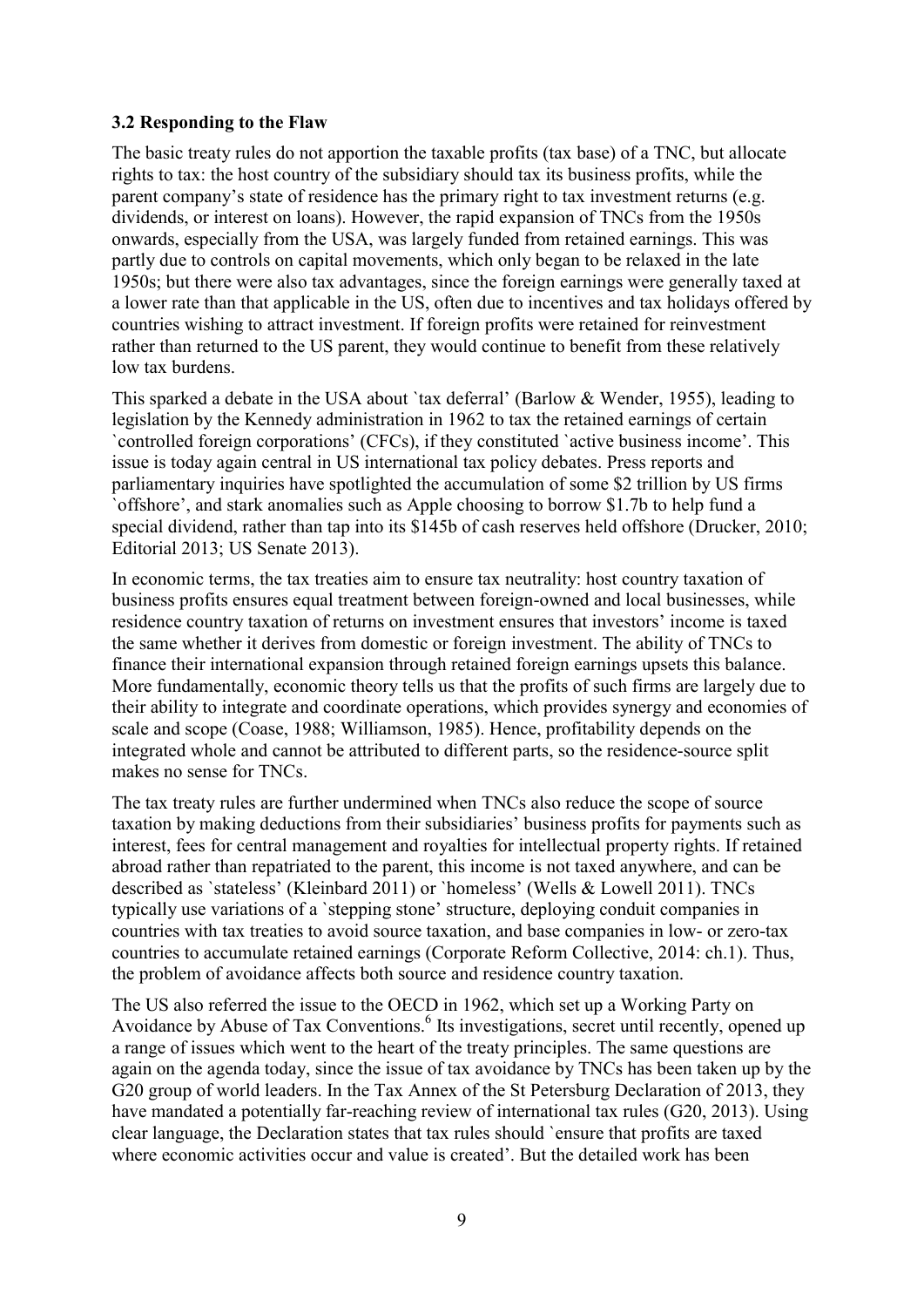### 3.2 Responding to the Flaw

The basic treaty rules do not apportion the taxable profits (tax base) of a TNC, but allocate rights to tax: the host country of the subsidiary should tax its business profits, while the parent company's state of residence has the primary right to tax investment returns (e.g. dividends, or interest on loans). However, the rapid expansion of TNCs from the 1950s onwards, especially from the USA, was largely funded from retained earnings. This was partly due to controls on capital movements, which only began to be relaxed in the late 1950s; but there were also tax advantages, since the foreign earnings were generally taxed at a lower rate than that applicable in the US, often due to incentives and tax holidays offered by countries wishing to attract investment. If foreign profits were retained for reinvestment rather than returned to the US parent, they would continue to benefit from these relatively low tax burdens.

This sparked a debate in the USA about `tax deferral' (Barlow & Wender, 1955), leading to legislation by the Kennedy administration in 1962 to tax the retained earnings of certain `controlled foreign corporations' (CFCs), if they constituted `active business income'. This issue is today again central in US international tax policy debates. Press reports and parliamentary inquiries have spotlighted the accumulation of some \$2 trillion by US firms `offshore', and stark anomalies such as Apple choosing to borrow \$1.7b to help fund a special dividend, rather than tap into its \$145b of cash reserves held offshore (Drucker, 2010; Editorial 2013; US Senate 2013).

In economic terms, the tax treaties aim to ensure tax neutrality: host country taxation of business profits ensures equal treatment between foreign-owned and local businesses, while residence country taxation of returns on investment ensures that investors' income is taxed the same whether it derives from domestic or foreign investment. The ability of TNCs to finance their international expansion through retained foreign earnings upsets this balance. More fundamentally, economic theory tells us that the profits of such firms are largely due to their ability to integrate and coordinate operations, which provides synergy and economies of scale and scope (Coase, 1988; Williamson, 1985). Hence, profitability depends on the integrated whole and cannot be attributed to different parts, so the residence-source split makes no sense for TNCs.

The tax treaty rules are further undermined when TNCs also reduce the scope of source taxation by making deductions from their subsidiaries' business profits for payments such as interest, fees for central management and royalties for intellectual property rights. If retained abroad rather than repatriated to the parent, this income is not taxed anywhere, and can be described as `stateless' (Kleinbard 2011) or `homeless' (Wells & Lowell 2011). TNCs typically use variations of a `stepping stone' structure, deploying conduit companies in countries with tax treaties to avoid source taxation, and base companies in low- or zero-tax countries to accumulate retained earnings (Corporate Reform Collective, 2014: ch.1). Thus, the problem of avoidance affects both source and residence country taxation.

The US also referred the issue to the OECD in 1962, which set up a Working Party on Avoidance by Abuse of Tax Conventions.[6] Its investigations, secret until recently, opened up a range of issues which went to the heart of the treaty principles. The same questions are again on the agenda today, since the issue of tax avoidance by TNCs has been taken up by the G20 group of world leaders. In the Tax Annex of the St Petersburg Declaration of 2013, they have mandated a potentially far-reaching review of international tax rules (G20, 2013). Using clear language, the Declaration states that tax rules should `ensure that profits are taxed where economic activities occur and value is created'. But the detailed work has been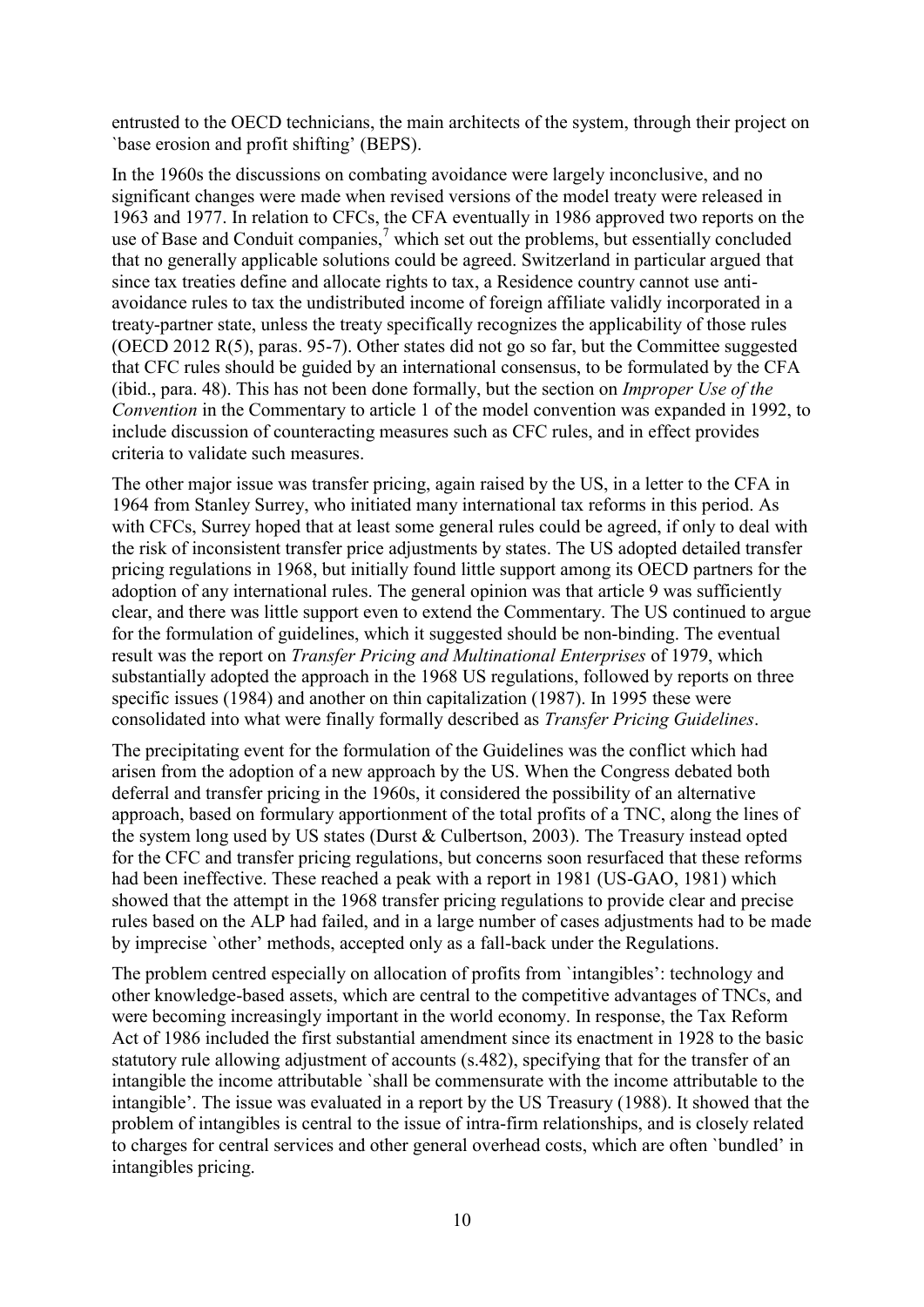entrusted to the OECD technicians, the main architects of the system, through their project on `base erosion and profit shifting' (BEPS).

In the 1960s the discussions on combating avoidance were largely inconclusive, and no significant changes were made when revised versions of the model treaty were released in 1963 and 1977. In relation to CFCs, the CFA eventually in 1986 approved two reports on the use of Base and Conduit companies,[7] which set out the problems, but essentially concluded that no generally applicable solutions could be agreed. Switzerland in particular argued that since tax treaties define and allocate rights to tax, a Residence country cannot use anti-avoidance rules to tax the undistributed income of foreign affiliate validly incorporated in a treaty-partner state, unless the treaty specifically recognizes the applicability of those rules (OECD 2012 R(5), paras. 95-7). Other states did not go so far, but the Committee suggested that CFC rules should be guided by an international consensus, to be formulated by the CFA (ibid., para. 48). This has not been done formally, but the section on *Improper Use of the Convention* in the Commentary to article 1 of the model convention was expanded in 1992, to include discussion of counteracting measures such as CFC rules, and in effect provides criteria to validate such measures.

The other major issue was transfer pricing, again raised by the US, in a letter to the CFA in 1964 from Stanley Surrey, who initiated many international tax reforms in this period. As with CFCs, Surrey hoped that at least some general rules could be agreed, if only to deal with the risk of inconsistent transfer price adjustments by states. The US adopted detailed transfer pricing regulations in 1968, but initially found little support among its OECD partners for the adoption of any international rules. The general opinion was that article 9 was sufficiently clear, and there was little support even to extend the Commentary. The US continued to argue for the formulation of guidelines, which it suggested should be non-binding. The eventual result was the report on *Transfer Pricing and Multinational Enterprises* of 1979, which substantially adopted the approach in the 1968 US regulations, followed by reports on three specific issues (1984) and another on thin capitalization (1987). In 1995 these were consolidated into what were finally formally described as *Transfer Pricing Guidelines*.

The precipitating event for the formulation of the Guidelines was the conflict which had arisen from the adoption of a new approach by the US. When the Congress debated both deferral and transfer pricing in the 1960s, it considered the possibility of an alternative approach, based on formulary apportionment of the total profits of a TNC, along the lines of the system long used by US states (Durst & Culbertson, 2003). The Treasury instead opted for the CFC and transfer pricing regulations, but concerns soon resurfaced that these reforms had been ineffective. These reached a peak with a report in 1981 (US-GAO, 1981) which showed that the attempt in the 1968 transfer pricing regulations to provide clear and precise rules based on the ALP had failed, and in a large number of cases adjustments had to be made by imprecise `other' methods, accepted only as a fall-back under the Regulations.

The problem centred especially on allocation of profits from `intangibles': technology and other knowledge-based assets, which are central to the competitive advantages of TNCs, and were becoming increasingly important in the world economy. In response, the Tax Reform Act of 1986 included the first substantial amendment since its enactment in 1928 to the basic statutory rule allowing adjustment of accounts (s.482), specifying that for the transfer of an intangible the income attributable `shall be commensurate with the income attributable to the intangible'. The issue was evaluated in a report by the US Treasury (1988). It showed that the problem of intangibles is central to the issue of intra-firm relationships, and is closely related to charges for central services and other general overhead costs, which are often `bundled' in intangibles pricing.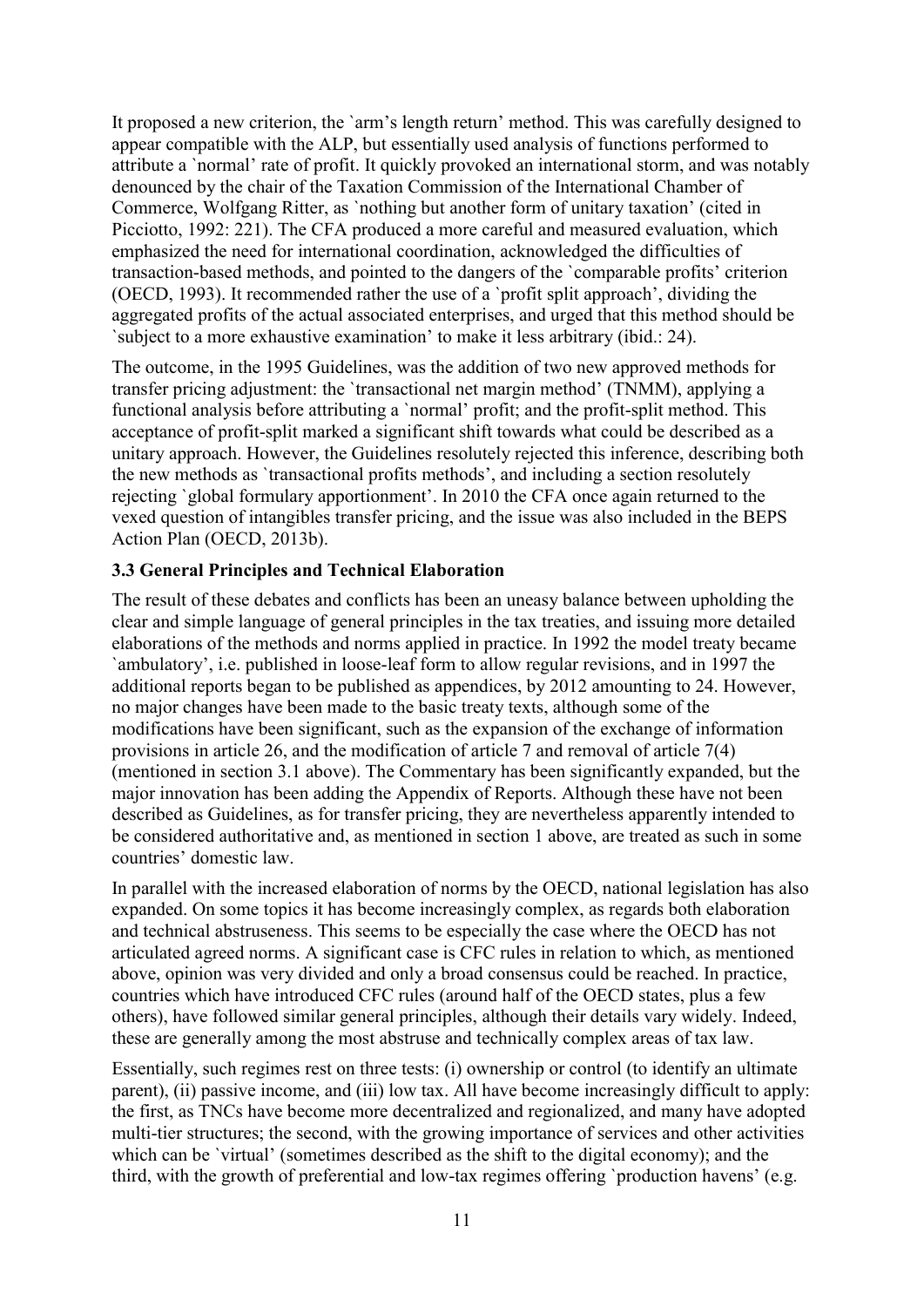It proposed a new criterion, the `arm's length return' method. This was carefully designed to appear compatible with the ALP, but essentially used analysis of functions performed to attribute a `normal' rate of profit. It quickly provoked an international storm, and was notably denounced by the chair of the Taxation Commission of the International Chamber of Commerce, Wolfgang Ritter, as `nothing but another form of unitary taxation' (cited in Picciotto, 1992: 221). The CFA produced a more careful and measured evaluation, which emphasized the need for international coordination, acknowledged the difficulties of transaction-based methods, and pointed to the dangers of the `comparable profits' criterion (OECD, 1993). It recommended rather the use of a `profit split approach', dividing the aggregated profits of the actual associated enterprises, and urged that this method should be `subject to a more exhaustive examination' to make it less arbitrary (ibid.: 24).

The outcome, in the 1995 Guidelines, was the addition of two new approved methods for transfer pricing adjustment: the `transactional net margin method' (TNMM), applying a functional analysis before attributing a `normal' profit; and the profit-split method. This acceptance of profit-split marked a significant shift towards what could be described as a unitary approach. However, the Guidelines resolutely rejected this inference, describing both the new methods as `transactional profits methods', and including a section resolutely rejecting `global formulary apportionment'. In 2010 the CFA once again returned to the vexed question of intangibles transfer pricing, and the issue was also included in the BEPS Action Plan (OECD, 2013b).

### 3.3 General Principles and Technical Elaboration

The result of these debates and conflicts has been an uneasy balance between upholding the clear and simple language of general principles in the tax treaties, and issuing more detailed elaborations of the methods and norms applied in practice. In 1992 the model treaty became `ambulatory', i.e. published in loose-leaf form to allow regular revisions, and in 1997 the additional reports began to be published as appendices, by 2012 amounting to 24. However, no major changes have been made to the basic treaty texts, although some of the modifications have been significant, such as the expansion of the exchange of information provisions in article 26, and the modification of article 7 and removal of article 7(4) (mentioned in section 3.1 above). The Commentary has been significantly expanded, but the major innovation has been adding the Appendix of Reports. Although these have not been described as Guidelines, as for transfer pricing, they are nevertheless apparently intended to be considered authoritative and, as mentioned in section 1 above, are treated as such in some countries' domestic law.

In parallel with the increased elaboration of norms by the OECD, national legislation has also expanded. On some topics it has become increasingly complex, as regards both elaboration and technical abstruseness. This seems to be especially the case where the OECD has not articulated agreed norms. A significant case is CFC rules in relation to which, as mentioned above, opinion was very divided and only a broad consensus could be reached. In practice, countries which have introduced CFC rules (around half of the OECD states, plus a few others), have followed similar general principles, although their details vary widely. Indeed, these are generally among the most abstruse and technically complex areas of tax law.

Essentially, such regimes rest on three tests: (i) ownership or control (to identify an ultimate parent), (ii) passive income, and (iii) low tax. All have become increasingly difficult to apply: the first, as TNCs have become more decentralized and regionalized, and many have adopted multi-tier structures; the second, with the growing importance of services and other activities which can be `virtual' (sometimes described as the shift to the digital economy); and the third, with the growth of preferential and low-tax regimes offering `production havens' (e.g.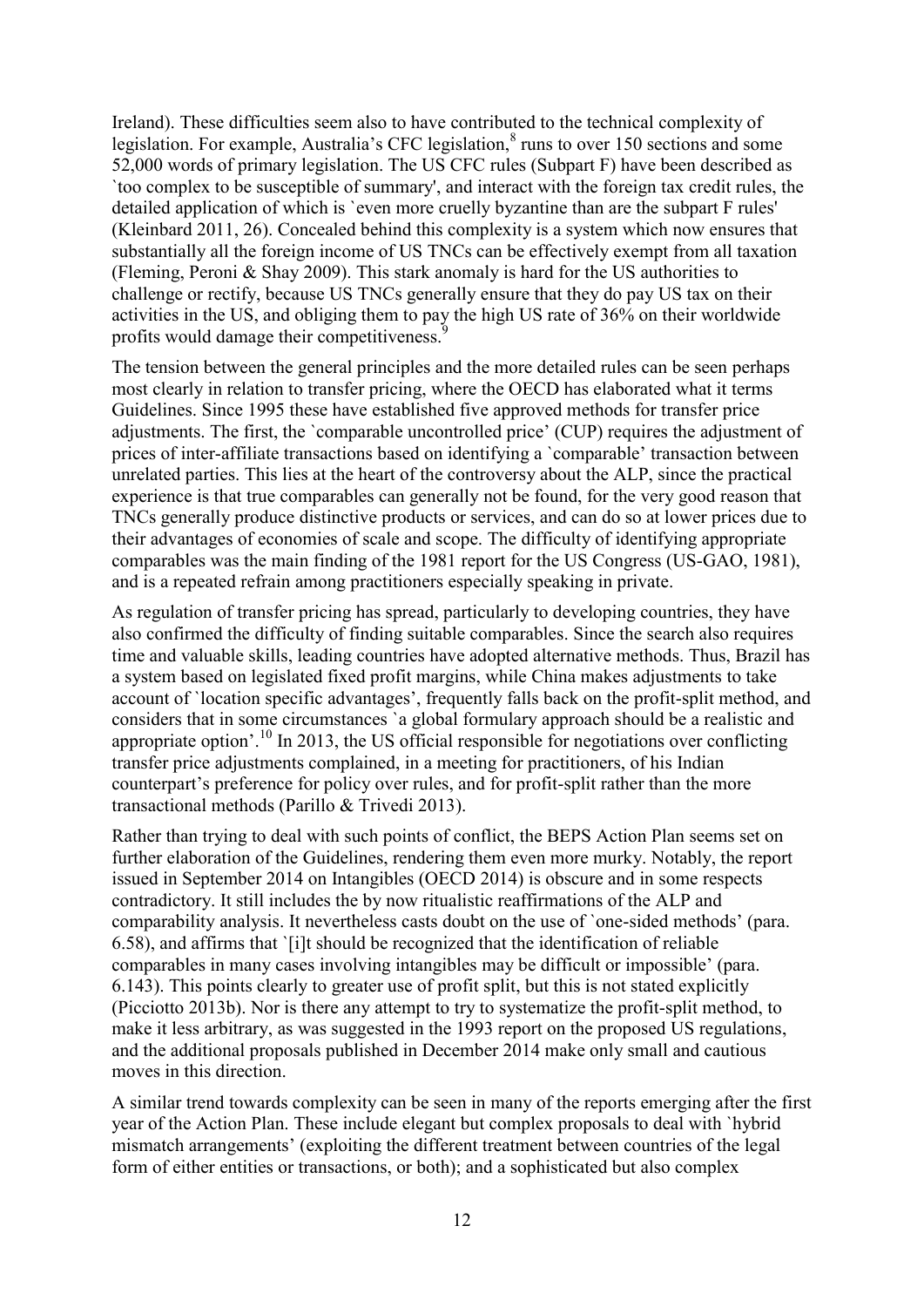Ireland). These difficulties seem also to have contributed to the technical complexity of legislation. For example, Australia's CFC legislation,[8] runs to over 150 sections and some 52,000 words of primary legislation. The US CFC rules (Subpart F) have been described as `too complex to be susceptible of summary', and interact with the foreign tax credit rules, the detailed application of which is `even more cruelly byzantine than are the subpart F rules' (Kleinbard 2011, 26). Concealed behind this complexity is a system which now ensures that substantially all the foreign income of US TNCs can be effectively exempt from all taxation (Fleming, Peroni & Shay 2009). This stark anomaly is hard for the US authorities to challenge or rectify, because US TNCs generally ensure that they do pay US tax on their activities in the US, and obliging them to pay the high US rate of 36% on their worldwide profits would damage their competitiveness.[9]

The tension between the general principles and the more detailed rules can be seen perhaps most clearly in relation to transfer pricing, where the OECD has elaborated what it terms Guidelines. Since 1995 these have established five approved methods for transfer price adjustments. The first, the `comparable uncontrolled price' (CUP) requires the adjustment of prices of inter-affiliate transactions based on identifying a `comparable' transaction between unrelated parties. This lies at the heart of the controversy about the ALP, since the practical experience is that true comparables can generally not be found, for the very good reason that TNCs generally produce distinctive products or services, and can do so at lower prices due to their advantages of economies of scale and scope. The difficulty of identifying appropriate comparables was the main finding of the 1981 report for the US Congress (US-GAO, 1981), and is a repeated refrain among practitioners especially speaking in private.

As regulation of transfer pricing has spread, particularly to developing countries, they have also confirmed the difficulty of finding suitable comparables. Since the search also requires time and valuable skills, leading countries have adopted alternative methods. Thus, Brazil has a system based on legislated fixed profit margins, while China makes adjustments to take account of `location specific advantages', frequently falls back on the profit-split method, and considers that in some circumstances `a global formulary approach should be a realistic and appropriate option'.[10] In 2013, the US official responsible for negotiations over conflicting transfer price adjustments complained, in a meeting for practitioners, of his Indian counterpart's preference for policy over rules, and for profit-split rather than the more transactional methods (Parillo & Trivedi 2013).

Rather than trying to deal with such points of conflict, the BEPS Action Plan seems set on further elaboration of the Guidelines, rendering them even more murky. Notably, the report issued in September 2014 on Intangibles (OECD 2014) is obscure and in some respects contradictory. It still includes the by now ritualistic reaffirmations of the ALP and comparability analysis. It nevertheless casts doubt on the use of `one-sided methods' (para. 6.58), and affirms that `[i]t should be recognized that the identification of reliable comparables in many cases involving intangibles may be difficult or impossible' (para. 6.143). This points clearly to greater use of profit split, but this is not stated explicitly (Picciotto 2013b). Nor is there any attempt to try to systematize the profit-split method, to make it less arbitrary, as was suggested in the 1993 report on the proposed US regulations, and the additional proposals published in December 2014 make only small and cautious moves in this direction.

A similar trend towards complexity can be seen in many of the reports emerging after the first year of the Action Plan. These include elegant but complex proposals to deal with `hybrid mismatch arrangements' (exploiting the different treatment between countries of the legal form of either entities or transactions, or both); and a sophisticated but also complex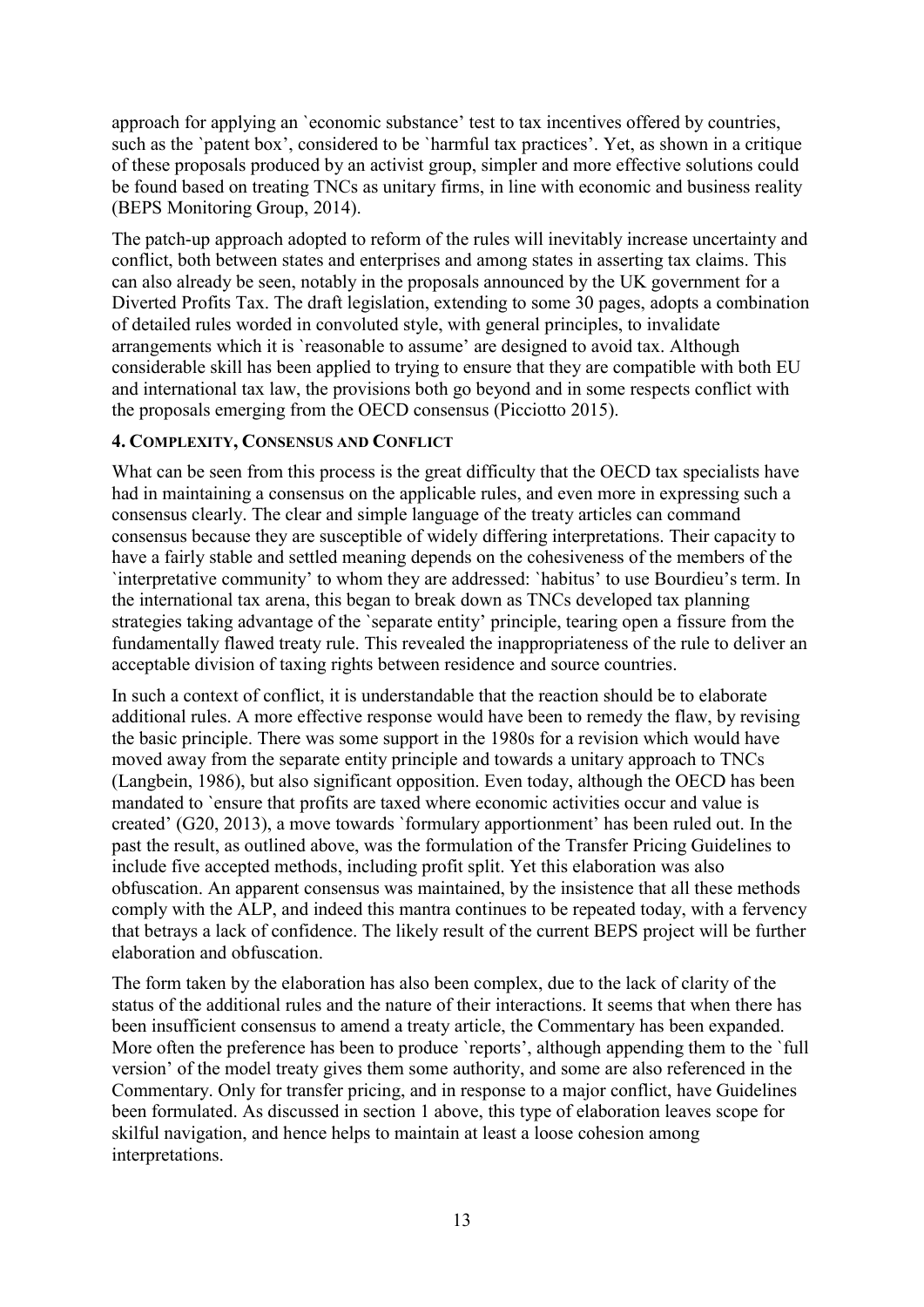approach for applying an `economic substance' test to tax incentives offered by countries, such as the `patent box', considered to be `harmful tax practices'. Yet, as shown in a critique of these proposals produced by an activist group, simpler and more effective solutions could be found based on treating TNCs as unitary firms, in line with economic and business reality (BEPS Monitoring Group, 2014).

The patch-up approach adopted to reform of the rules will inevitably increase uncertainty and conflict, both between states and enterprises and among states in asserting tax claims. This can also already be seen, notably in the proposals announced by the UK government for a Diverted Profits Tax. The draft legislation, extending to some 30 pages, adopts a combination of detailed rules worded in convoluted style, with general principles, to invalidate arrangements which it is `reasonable to assume' are designed to avoid tax. Although considerable skill has been applied to trying to ensure that they are compatible with both EU and international tax law, the provisions both go beyond and in some respects conflict with the proposals emerging from the OECD consensus (Picciotto 2015).

## 4. Complexity, Consensus and Conflict

What can be seen from this process is the great difficulty that the OECD tax specialists have had in maintaining a consensus on the applicable rules, and even more in expressing such a consensus clearly. The clear and simple language of the treaty articles can command consensus because they are susceptible of widely differing interpretations. Their capacity to have a fairly stable and settled meaning depends on the cohesiveness of the members of the `interpretative community' to whom they are addressed: `habitus' to use Bourdieu's term. In the international tax arena, this began to break down as TNCs developed tax planning strategies taking advantage of the `separate entity' principle, tearing open a fissure from the fundamentally flawed treaty rule. This revealed the inappropriateness of the rule to deliver an acceptable division of taxing rights between residence and source countries.

In such a context of conflict, it is understandable that the reaction should be to elaborate additional rules. A more effective response would have been to remedy the flaw, by revising the basic principle. There was some support in the 1980s for a revision which would have moved away from the separate entity principle and towards a unitary approach to TNCs (Langbein, 1986), but also significant opposition. Even today, although the OECD has been mandated to `ensure that profits are taxed where economic activities occur and value is created' (G20, 2013), a move towards `formulary apportionment' has been ruled out. In the past the result, as outlined above, was the formulation of the Transfer Pricing Guidelines to include five accepted methods, including profit split. Yet this elaboration was also obfuscation. An apparent consensus was maintained, by the insistence that all these methods comply with the ALP, and indeed this mantra continues to be repeated today, with a fervency that betrays a lack of confidence. The likely result of the current BEPS project will be further elaboration and obfuscation.

The form taken by the elaboration has also been complex, due to the lack of clarity of the status of the additional rules and the nature of their interactions. It seems that when there has been insufficient consensus to amend a treaty article, the Commentary has been expanded. More often the preference has been to produce `reports', although appending them to the `full version' of the model treaty gives them some authority, and some are also referenced in the Commentary. Only for transfer pricing, and in response to a major conflict, have Guidelines been formulated. As discussed in section 1 above, this type of elaboration leaves scope for skilful navigation, and hence helps to maintain at least a loose cohesion among interpretations.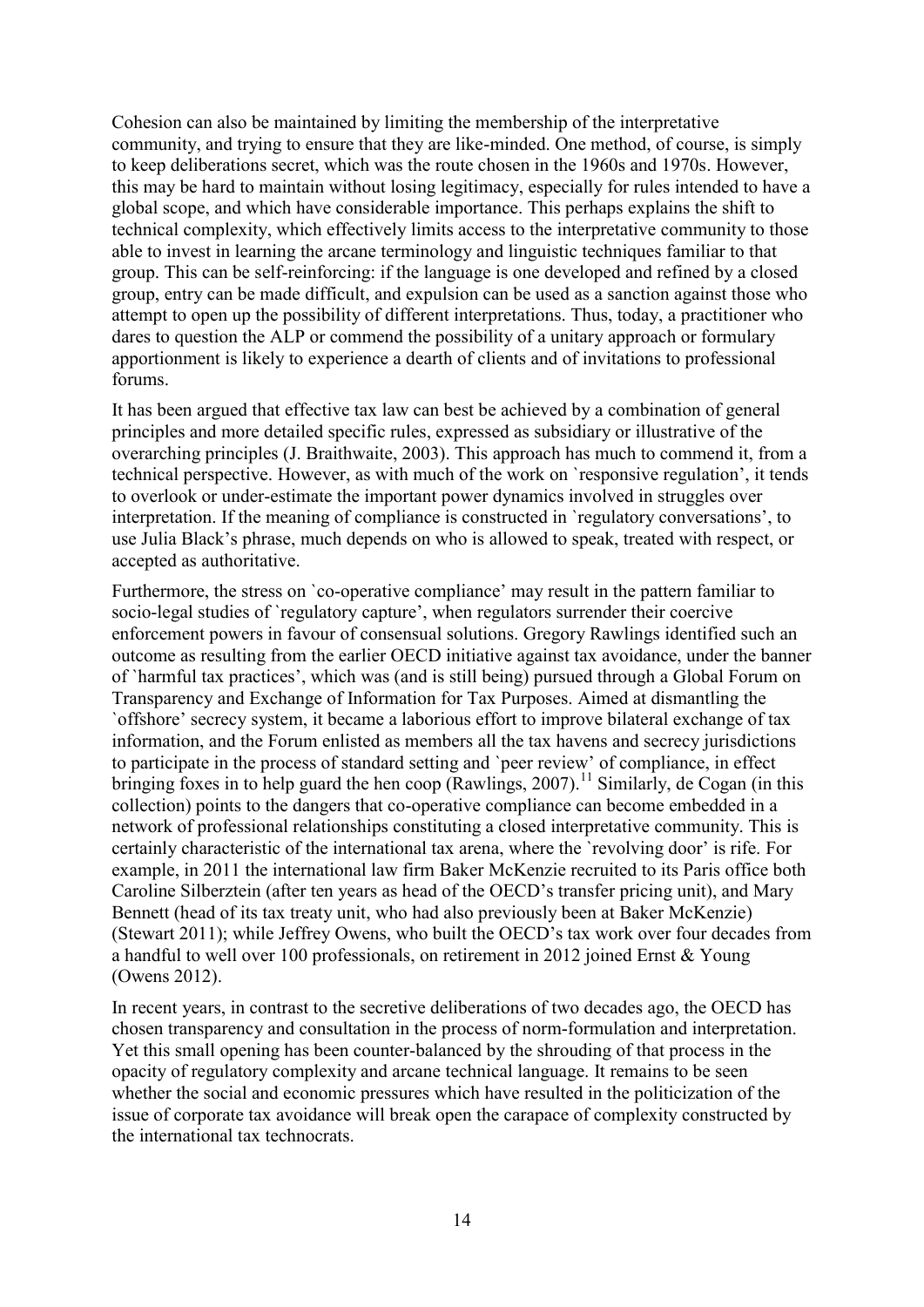Cohesion can also be maintained by limiting the membership of the interpretative community, and trying to ensure that they are like-minded. One method, of course, is simply to keep deliberations secret, which was the route chosen in the 1960s and 1970s. However, this may be hard to maintain without losing legitimacy, especially for rules intended to have a global scope, and which have considerable importance. This perhaps explains the shift to technical complexity, which effectively limits access to the interpretative community to those able to invest in learning the arcane terminology and linguistic techniques familiar to that group. This can be self-reinforcing: if the language is one developed and refined by a closed group, entry can be made difficult, and expulsion can be used as a sanction against those who attempt to open up the possibility of different interpretations. Thus, today, a practitioner who dares to question the ALP or commend the possibility of a unitary approach or formulary apportionment is likely to experience a dearth of clients and of invitations to professional forums.

It has been argued that effective tax law can best be achieved by a combination of general principles and more detailed specific rules, expressed as subsidiary or illustrative of the overarching principles (J. Braithwaite, 2003). This approach has much to commend it, from a technical perspective. However, as with much of the work on `responsive regulation', it tends to overlook or under-estimate the important power dynamics involved in struggles over interpretation. If the meaning of compliance is constructed in `regulatory conversations', to use Julia Black's phrase, much depends on who is allowed to speak, treated with respect, or accepted as authoritative.

Furthermore, the stress on `co-operative compliance' may result in the pattern familiar to socio-legal studies of `regulatory capture', when regulators surrender their coercive enforcement powers in favour of consensual solutions. Gregory Rawlings identified such an outcome as resulting from the earlier OECD initiative against tax avoidance, under the banner of `harmful tax practices', which was (and is still being) pursued through a Global Forum on Transparency and Exchange of Information for Tax Purposes. Aimed at dismantling the `offshore' secrecy system, it became a laborious effort to improve bilateral exchange of tax information, and the Forum enlisted as members all the tax havens and secrecy jurisdictions to participate in the process of standard setting and `peer review' of compliance, in effect bringing foxes in to help guard the hen coop (Rawlings, 2007).[11] Similarly, de Cogan (in this collection) points to the dangers that co-operative compliance can become embedded in a network of professional relationships constituting a closed interpretative community. This is certainly characteristic of the international tax arena, where the `revolving door' is rife. For example, in 2011 the international law firm Baker McKenzie recruited to its Paris office both Caroline Silberztein (after ten years as head of the OECD's transfer pricing unit), and Mary Bennett (head of its tax treaty unit, who had also previously been at Baker McKenzie) (Stewart 2011); while Jeffrey Owens, who built the OECD's tax work over four decades from a handful to well over 100 professionals, on retirement in 2012 joined Ernst & Young (Owens 2012).

In recent years, in contrast to the secretive deliberations of two decades ago, the OECD has chosen transparency and consultation in the process of norm-formulation and interpretation. Yet this small opening has been counter-balanced by the shrouding of that process in the opacity of regulatory complexity and arcane technical language. It remains to be seen whether the social and economic pressures which have resulted in the politicization of the issue of corporate tax avoidance will break open the carapace of complexity constructed by the international tax technocrats.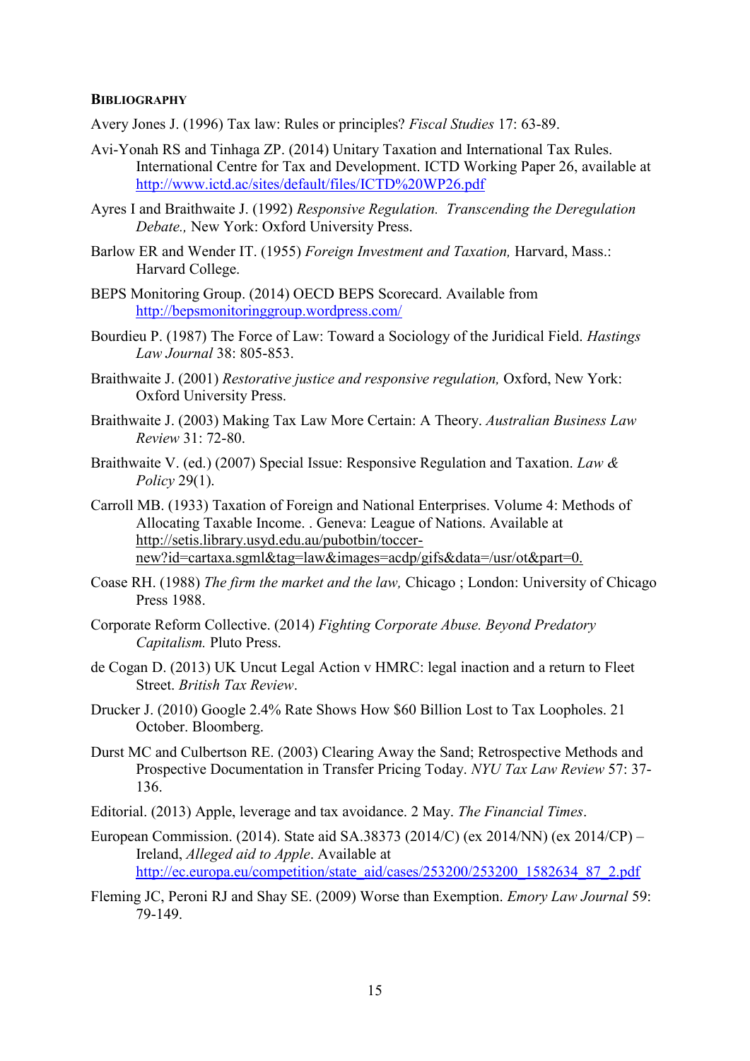## BIBLIOGRAPHY

Avery Jones J. (1996) Tax law: Rules or principles? *Fiscal Studies* 17: 63-89.

Avi-Yonah RS and Tinhaga ZP. (2014) Unitary Taxation and International Tax Rules. International Centre for Tax and Development. ICTD Working Paper 26, available at http://www.ictd.ac/sites/default/files/ICTD%20WP26.pdf

Ayres I and Braithwaite J. (1992) *Responsive Regulation. Transcending the Deregulation Debate.,* New York: Oxford University Press.

Barlow ER and Wender IT. (1955) *Foreign Investment and Taxation,* Harvard, Mass.: Harvard College.

BEPS Monitoring Group. (2014) OECD BEPS Scorecard. Available from http://bepsmonitoringgroup.wordpress.com/

Bourdieu P. (1987) The Force of Law: Toward a Sociology of the Juridical Field. *Hastings Law Journal* 38: 805-853.

Braithwaite J. (2001) *Restorative justice and responsive regulation,* Oxford, New York: Oxford University Press.

Braithwaite J. (2003) Making Tax Law More Certain: A Theory. *Australian Business Law Review* 31: 72-80.

Braithwaite V. (ed.) (2007) Special Issue: Responsive Regulation and Taxation. *Law & Policy* 29(1).

Carroll MB. (1933) Taxation of Foreign and National Enterprises. Volume 4: Methods of Allocating Taxable Income. . Geneva: League of Nations. Available at http://setis.library.usyd.edu.au/pubotbin/toccer-new?id=cartaxa.sgml&tag=law&images=acdp/gifs&data=/usr/ot&part=0.

Coase RH. (1988) *The firm the market and the law,* Chicago ; London: University of Chicago Press 1988.

Corporate Reform Collective. (2014) *Fighting Corporate Abuse. Beyond Predatory Capitalism.* Pluto Press.

de Cogan D. (2013) UK Uncut Legal Action v HMRC: legal inaction and a return to Fleet Street. *British Tax Review*.

Drucker J. (2010) Google 2.4% Rate Shows How $60 Billion Lost to Tax Loopholes. 21 October. Bloomberg.

Durst MC and Culbertson RE. (2003) Clearing Away the Sand; Retrospective Methods and Prospective Documentation in Transfer Pricing Today. *NYU Tax Law Review* 57: 37-136.

Editorial. (2013) Apple, leverage and tax avoidance. 2 May. *The Financial Times*.

European Commission. (2014). State aid SA.38373 (2014/C) (ex 2014/NN) (ex 2014/CP) – Ireland, *Alleged aid to Apple*. Available at http://ec.europa.eu/competition/state_aid/cases/253200/253200_1582634_87_2.pdf

Fleming JC, Peroni RJ and Shay SE. (2009) Worse than Exemption. *Emory Law Journal* 59: 79-149.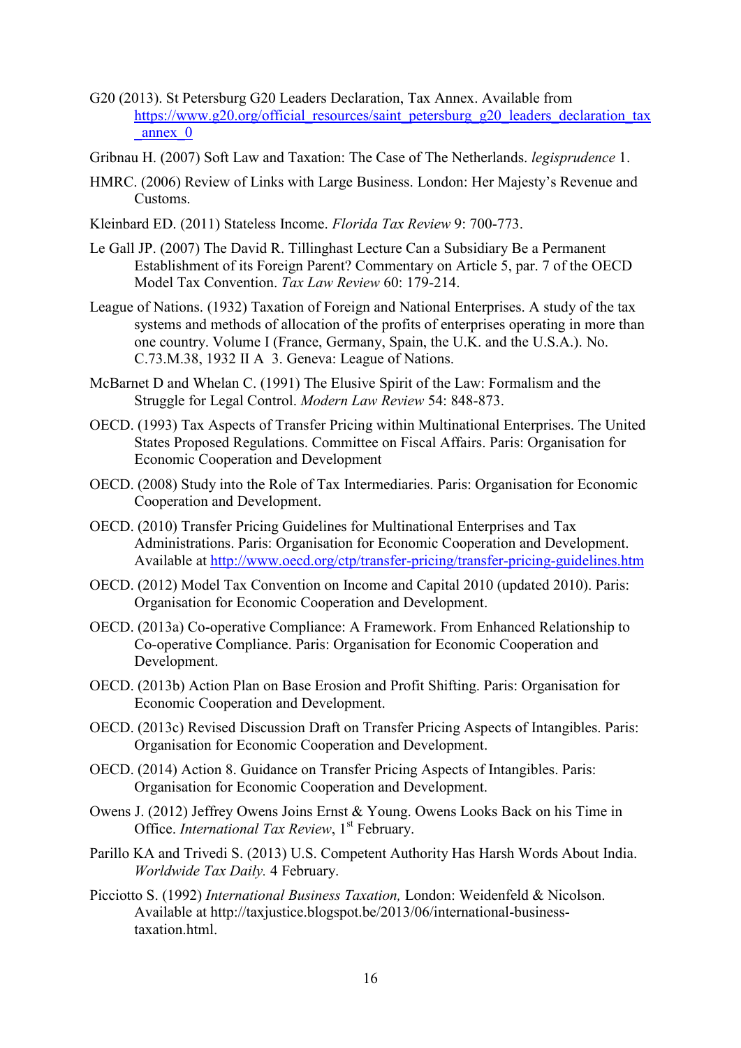G20 (2013). St Petersburg G20 Leaders Declaration, Tax Annex. Available from https://www.g20.org/official_resources/saint_petersburg_g20_leaders_declaration_tax_annex_0

Gribnau H. (2007) Soft Law and Taxation: The Case of The Netherlands. *legisprudence* 1.

HMRC. (2006) Review of Links with Large Business. London: Her Majesty's Revenue and Customs.

Kleinbard ED. (2011) Stateless Income. *Florida Tax Review* 9: 700-773.

Le Gall JP. (2007) The David R. Tillinghast Lecture Can a Subsidiary Be a Permanent Establishment of its Foreign Parent? Commentary on Article 5, par. 7 of the OECD Model Tax Convention. *Tax Law Review* 60: 179-214.

League of Nations. (1932) Taxation of Foreign and National Enterprises. A study of the tax systems and methods of allocation of the profits of enterprises operating in more than one country. Volume I (France, Germany, Spain, the U.K. and the U.S.A.). No. C.73.M.38, 1932 II A 3. Geneva: League of Nations.

McBarnet D and Whelan C. (1991) The Elusive Spirit of the Law: Formalism and the Struggle for Legal Control. *Modern Law Review* 54: 848-873.

OECD. (1993) Tax Aspects of Transfer Pricing within Multinational Enterprises. The United States Proposed Regulations. Committee on Fiscal Affairs. Paris: Organisation for Economic Cooperation and Development

OECD. (2008) Study into the Role of Tax Intermediaries. Paris: Organisation for Economic Cooperation and Development.

OECD. (2010) Transfer Pricing Guidelines for Multinational Enterprises and Tax Administrations. Paris: Organisation for Economic Cooperation and Development. Available at http://www.oecd.org/ctp/transfer-pricing/transfer-pricing-guidelines.htm

OECD. (2012) Model Tax Convention on Income and Capital 2010 (updated 2010). Paris: Organisation for Economic Cooperation and Development.

OECD. (2013a) Co-operative Compliance: A Framework. From Enhanced Relationship to Co-operative Compliance. Paris: Organisation for Economic Cooperation and Development.

OECD. (2013b) Action Plan on Base Erosion and Profit Shifting. Paris: Organisation for Economic Cooperation and Development.

OECD. (2013c) Revised Discussion Draft on Transfer Pricing Aspects of Intangibles. Paris: Organisation for Economic Cooperation and Development.

OECD. (2014) Action 8. Guidance on Transfer Pricing Aspects of Intangibles. Paris: Organisation for Economic Cooperation and Development.

Owens J. (2012) Jeffrey Owens Joins Ernst & Young. Owens Looks Back on his Time in Office. *International Tax Review*, 1st February.

Parillo KA and Trivedi S. (2013) U.S. Competent Authority Has Harsh Words About India. *Worldwide Tax Daily.* 4 February.

Picciotto S. (1992) *International Business Taxation,* London: Weidenfeld & Nicolson. Available at http://taxjustice.blogspot.be/2013/06/international-business-taxation.html.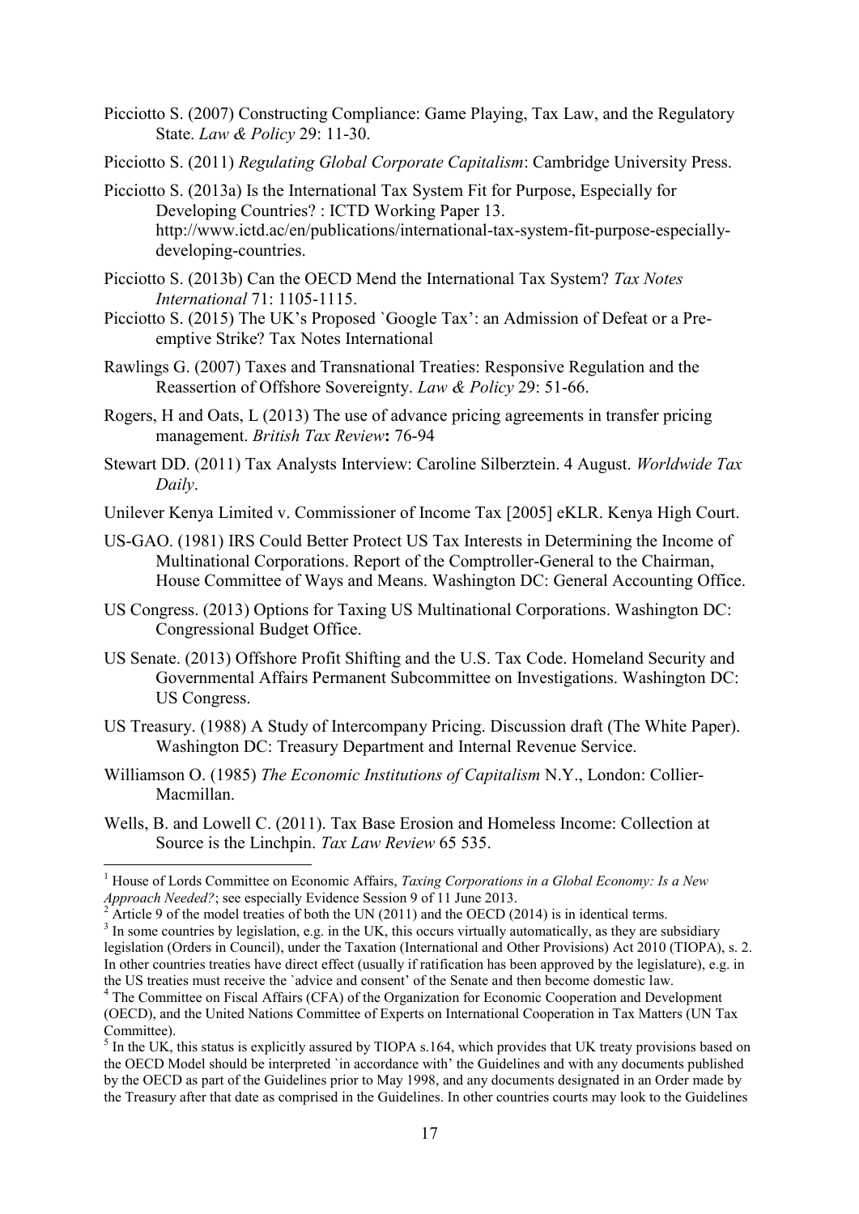Picciotto S. (2007) Constructing Compliance: Game Playing, Tax Law, and the Regulatory State. *Law & Policy* 29: 11-30.

Picciotto S. (2011) *Regulating Global Corporate Capitalism*: Cambridge University Press.

Picciotto S. (2013a) Is the International Tax System Fit for Purpose, Especially for Developing Countries? : ICTD Working Paper 13. http://www.ictd.ac/en/publications/international-tax-system-fit-purpose-especially-developing-countries.

Picciotto S. (2013b) Can the OECD Mend the International Tax System? *Tax Notes International* 71: 1105-1115.

Picciotto S. (2015) The UK's Proposed `Google Tax': an Admission of Defeat or a Pre-emptive Strike? Tax Notes International

Rawlings G. (2007) Taxes and Transnational Treaties: Responsive Regulation and the Reassertion of Offshore Sovereignty. *Law & Policy* 29: 51-66.

Rogers, H and Oats, L (2013) The use of advance pricing agreements in transfer pricing management. *British Tax Review*: 76-94

Stewart DD. (2011) Tax Analysts Interview: Caroline Silberztein. 4 August. *Worldwide Tax Daily*.

Unilever Kenya Limited v. Commissioner of Income Tax [2005] eKLR. Kenya High Court.

US-GAO. (1981) IRS Could Better Protect US Tax Interests in Determining the Income of Multinational Corporations. Report of the Comptroller-General to the Chairman, House Committee of Ways and Means. Washington DC: General Accounting Office.

US Congress. (2013) Options for Taxing US Multinational Corporations. Washington DC: Congressional Budget Office.

US Senate. (2013) Offshore Profit Shifting and the U.S. Tax Code. Homeland Security and Governmental Affairs Permanent Subcommittee on Investigations. Washington DC: US Congress.

US Treasury. (1988) A Study of Intercompany Pricing. Discussion draft (The White Paper). Washington DC: Treasury Department and Internal Revenue Service.

Williamson O. (1985) *The Economic Institutions of Capitalism* N.Y., London: Collier-Macmillan.

Wells, B. and Lowell C. (2011). Tax Base Erosion and Homeless Income: Collection at Source is the Linchpin. *Tax Law Review* 65 535.

---

[1] House of Lords Committee on Economic Affairs, *Taxing Corporations in a Global Economy: Is a New Approach Needed?*; see especially Evidence Session 9 of 11 June 2013.

[2] Article 9 of the model treaties of both the UN (2011) and the OECD (2014) is in identical terms.

[3] In some countries by legislation, e.g. in the UK, this occurs virtually automatically, as they are subsidiary legislation (Orders in Council), under the Taxation (International and Other Provisions) Act 2010 (TIOPA), s. 2. In other countries treaties have direct effect (usually if ratification has been approved by the legislature), e.g. in the US treaties must receive the `advice and consent' of the Senate and then become domestic law.

[4] The Committee on Fiscal Affairs (CFA) of the Organization for Economic Cooperation and Development (OECD), and the United Nations Committee of Experts on International Cooperation in Tax Matters (UN Tax Committee).

[5] In the UK, this status is explicitly assured by TIOPA s.164, which provides that UK treaty provisions based on the OECD Model should be interpreted `in accordance with' the Guidelines and with any documents published by the OECD as part of the Guidelines prior to May 1998, and any documents designated in an Order made by the Treasury after that date as comprised in the Guidelines. In other countries courts may look to the Guidelines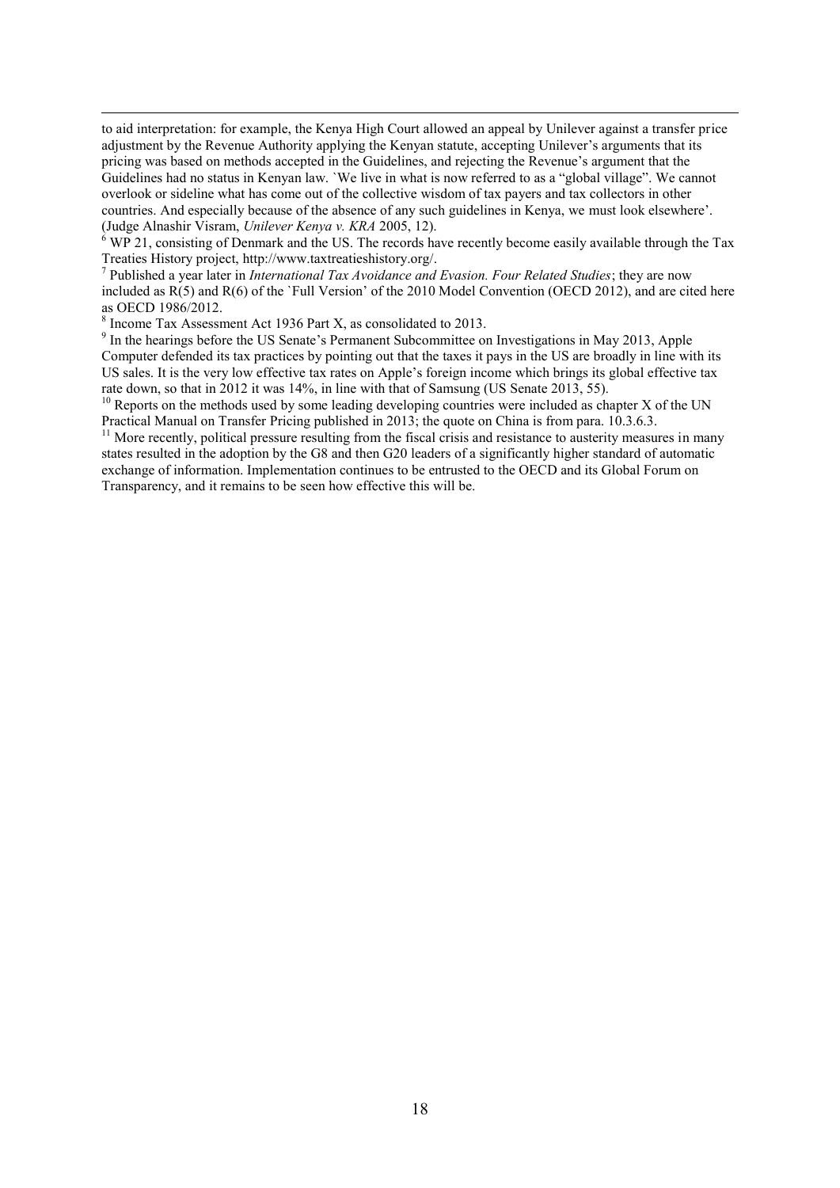to aid interpretation: for example, the Kenya High Court allowed an appeal by Unilever against a transfer price adjustment by the Revenue Authority applying the Kenyan statute, accepting Unilever's arguments that its pricing was based on methods accepted in the Guidelines, and rejecting the Revenue's argument that the Guidelines had no status in Kenyan law. `We live in what is now referred to as a "global village". We cannot overlook or sideline what has come out of the collective wisdom of tax payers and tax collectors in other countries. And especially because of the absence of any such guidelines in Kenya, we must look elsewhere'. (Judge Alnashir Visram, *Unilever Kenya v. KRA* 2005, 12).

[6] WP 21, consisting of Denmark and the US. The records have recently become easily available through the Tax Treaties History project, http://www.taxtreatieshistory.org/.

[7] Published a year later in *International Tax Avoidance and Evasion. Four Related Studies*; they are now included as R(5) and R(6) of the `Full Version' of the 2010 Model Convention (OECD 2012), and are cited here as OECD 1986/2012.

[8] Income Tax Assessment Act 1936 Part X, as consolidated to 2013.

[9] In the hearings before the US Senate's Permanent Subcommittee on Investigations in May 2013, Apple Computer defended its tax practices by pointing out that the taxes it pays in the US are broadly in line with its US sales. It is the very low effective tax rates on Apple's foreign income which brings its global effective tax rate down, so that in 2012 it was 14%, in line with that of Samsung (US Senate 2013, 55).

[10] Reports on the methods used by some leading developing countries were included as chapter X of the UN Practical Manual on Transfer Pricing published in 2013; the quote on China is from para. 10.3.6.3.

[11] More recently, political pressure resulting from the fiscal crisis and resistance to austerity measures in many states resulted in the adoption by the G8 and then G20 leaders of a significantly higher standard of automatic exchange of information. Implementation continues to be entrusted to the OECD and its Global Forum on Transparency, and it remains to be seen how effective this will be.